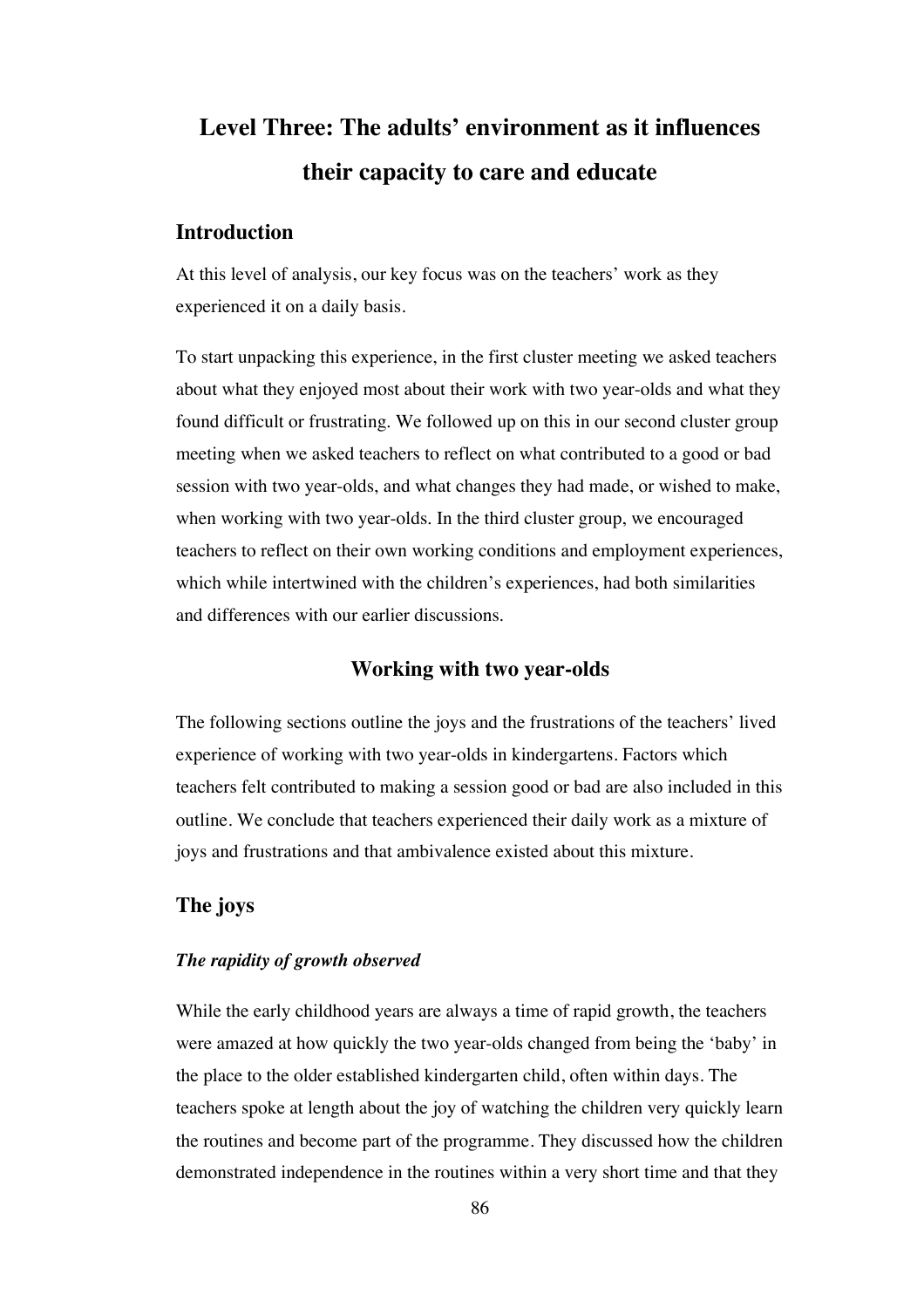# Level Three: The adults' environment as it influences their capacity to care and educate

## Introduction

At this level of analysis, our key focus was on the teachers' work as they experienced it on a daily basis.

To start unpacking this experience, in the first cluster meeting we asked teachers about what they enjoyed most about their work with two year-olds and what they found difficult or frustrating. We followed up on this in our second cluster group meeting when we asked teachers to reflect on what contributed to a good or bad session with two year-olds, and what changes they had made, or wished to make, when working with two year-olds. In the third cluster group, we encouraged teachers to reflect on their own working conditions and employment experiences, which while intertwined with the children's experiences, had both similarities and differences with our earlier discussions.

### Working with two year-olds

The following sections outline the joys and the frustrations of the teachers' lived experience of working with two year-olds in kindergartens. Factors which teachers felt contributed to making a session good or bad are also included in this outline. We conclude that teachers experienced their daily work as a mixture of joys and frustrations and that ambivalence existed about this mixture.

## The joys

#### *The rapidity of growth observed*

While the early childhood years are always a time of rapid growth, the teachers were amazed at how quickly the two year-olds changed from being the 'baby' in the place to the older established kindergarten child, often within days. The teachers spoke at length about the joy of watching the children very quickly learn the routines and become part of the programme. They discussed how the children demonstrated independence in the routines within a very short time and that they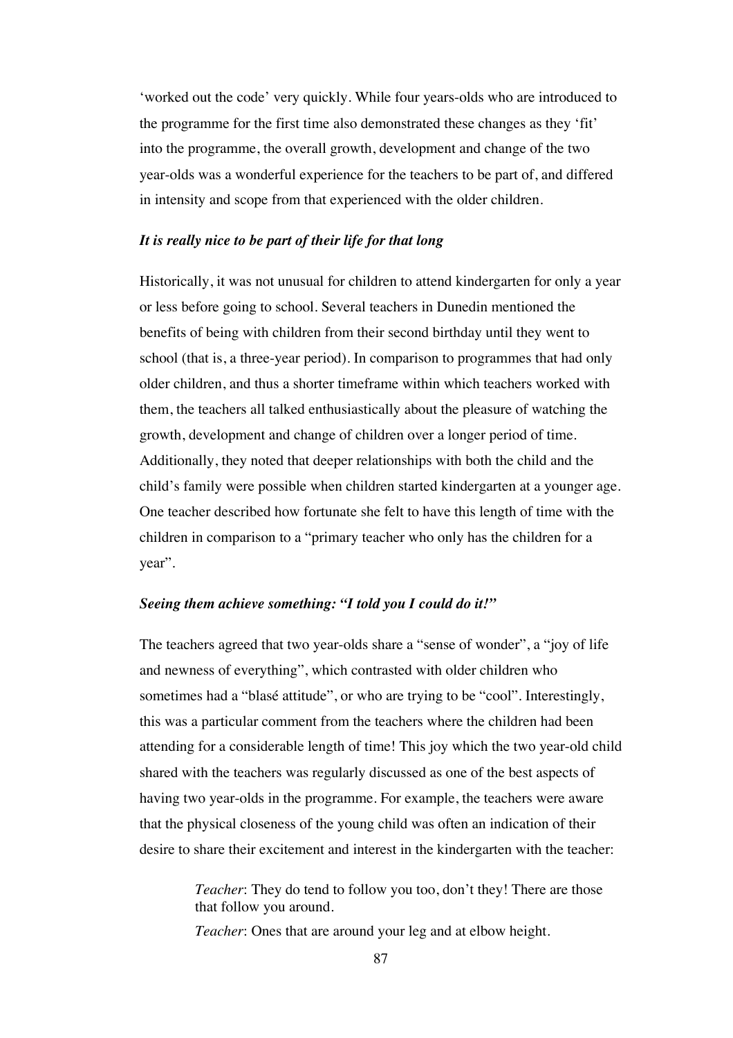'worked out the code' very quickly. While four years-olds who are introduced to the programme for the first time also demonstrated these changes as they 'fit' into the programme, the overall growth, development and change of the two year-olds was a wonderful experience for the teachers to be part of, and differed in intensity and scope from that experienced with the older children.

### *It is really nice to be part of their life for that long*

Historically, it was not unusual for children to attend kindergarten for only a year or less before going to school. Several teachers in Dunedin mentioned the benefits of being with children from their second birthday until they went to school (that is, a three-year period). In comparison to programmes that had only older children, and thus a shorter timeframe within which teachers worked with them, the teachers all talked enthusiastically about the pleasure of watching the growth, development and change of children over a longer period of time. Additionally, they noted that deeper relationships with both the child and the child's family were possible when children started kindergarten at a younger age. One teacher described how fortunate she felt to have this length of time with the children in comparison to a "primary teacher who only has the children for a year".

### *Seeing them achieve something: "I told you I could do it!"*

The teachers agreed that two year-olds share a "sense of wonder", a "joy of life and newness of everything", which contrasted with older children who sometimes had a "blasé attitude", or who are trying to be "cool". Interestingly, this was a particular comment from the teachers where the children had been attending for a considerable length of time! This joy which the two year-old child shared with the teachers was regularly discussed as one of the best aspects of having two year-olds in the programme. For example, the teachers were aware that the physical closeness of the young child was often an indication of their desire to share their excitement and interest in the kindergarten with the teacher:

> *Teacher*: They do tend to follow you too, don't they! There are those that follow you around.
>
> *Teacher*: Ones that are around your leg and at elbow height.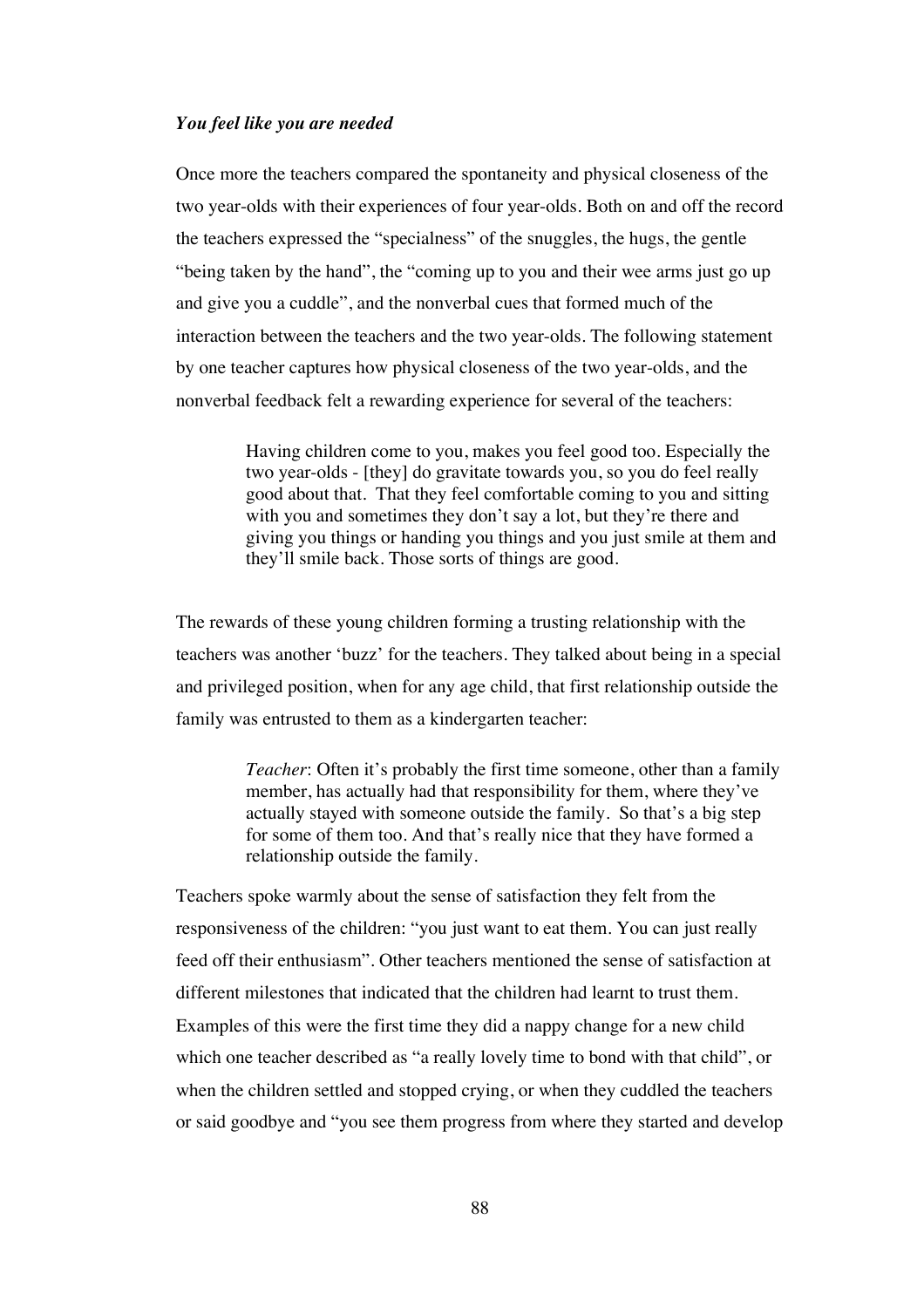### *You feel like you are needed*

Once more the teachers compared the spontaneity and physical closeness of the two year-olds with their experiences of four year-olds. Both on and off the record the teachers expressed the "specialness" of the snuggles, the hugs, the gentle "being taken by the hand", the "coming up to you and their wee arms just go up and give you a cuddle", and the nonverbal cues that formed much of the interaction between the teachers and the two year-olds. The following statement by one teacher captures how physical closeness of the two year-olds, and the nonverbal feedback felt a rewarding experience for several of the teachers:

> Having children come to you, makes you feel good too. Especially the two year-olds - [they] do gravitate towards you, so you do feel really good about that. That they feel comfortable coming to you and sitting with you and sometimes they don't say a lot, but they're there and giving you things or handing you things and you just smile at them and they'll smile back. Those sorts of things are good.

The rewards of these young children forming a trusting relationship with the teachers was another 'buzz' for the teachers. They talked about being in a special and privileged position, when for any age child, that first relationship outside the family was entrusted to them as a kindergarten teacher:

> *Teacher*: Often it's probably the first time someone, other than a family member, has actually had that responsibility for them, where they've actually stayed with someone outside the family. So that's a big step for some of them too. And that's really nice that they have formed a relationship outside the family.

Teachers spoke warmly about the sense of satisfaction they felt from the responsiveness of the children: "you just want to eat them. You can just really feed off their enthusiasm". Other teachers mentioned the sense of satisfaction at different milestones that indicated that the children had learnt to trust them. Examples of this were the first time they did a nappy change for a new child which one teacher described as "a really lovely time to bond with that child", or when the children settled and stopped crying, or when they cuddled the teachers or said goodbye and "you see them progress from where they started and develop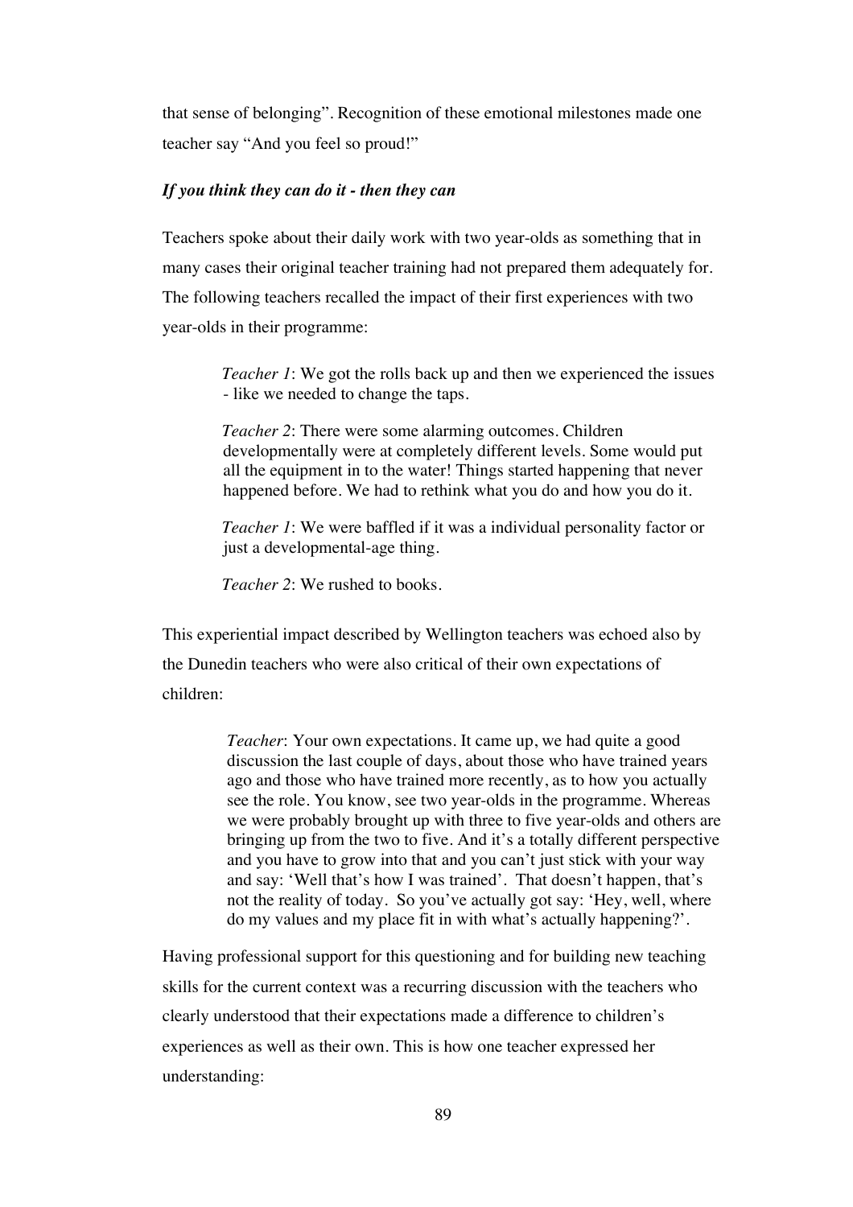that sense of belonging". Recognition of these emotional milestones made one teacher say "And you feel so proud!"

### *If you think they can do it - then they can*

Teachers spoke about their daily work with two year-olds as something that in many cases their original teacher training had not prepared them adequately for. The following teachers recalled the impact of their first experiences with two year-olds in their programme:

> *Teacher 1*: We got the rolls back up and then we experienced the issues - like we needed to change the taps.
>
> *Teacher 2*: There were some alarming outcomes. Children developmentally were at completely different levels. Some would put all the equipment in to the water! Things started happening that never happened before. We had to rethink what you do and how you do it.
>
> *Teacher 1*: We were baffled if it was a individual personality factor or just a developmental-age thing.
>
> *Teacher 2*: We rushed to books.

This experiential impact described by Wellington teachers was echoed also by the Dunedin teachers who were also critical of their own expectations of children:

> *Teacher*: Your own expectations. It came up, we had quite a good discussion the last couple of days, about those who have trained years ago and those who have trained more recently, as to how you actually see the role. You know, see two year-olds in the programme. Whereas we were probably brought up with three to five year-olds and others are bringing up from the two to five. And it's a totally different perspective and you have to grow into that and you can't just stick with your way and say: 'Well that's how I was trained'. That doesn't happen, that's not the reality of today. So you've actually got say: 'Hey, well, where do my values and my place fit in with what's actually happening?'.

Having professional support for this questioning and for building new teaching skills for the current context was a recurring discussion with the teachers who clearly understood that their expectations made a difference to children's experiences as well as their own. This is how one teacher expressed her understanding: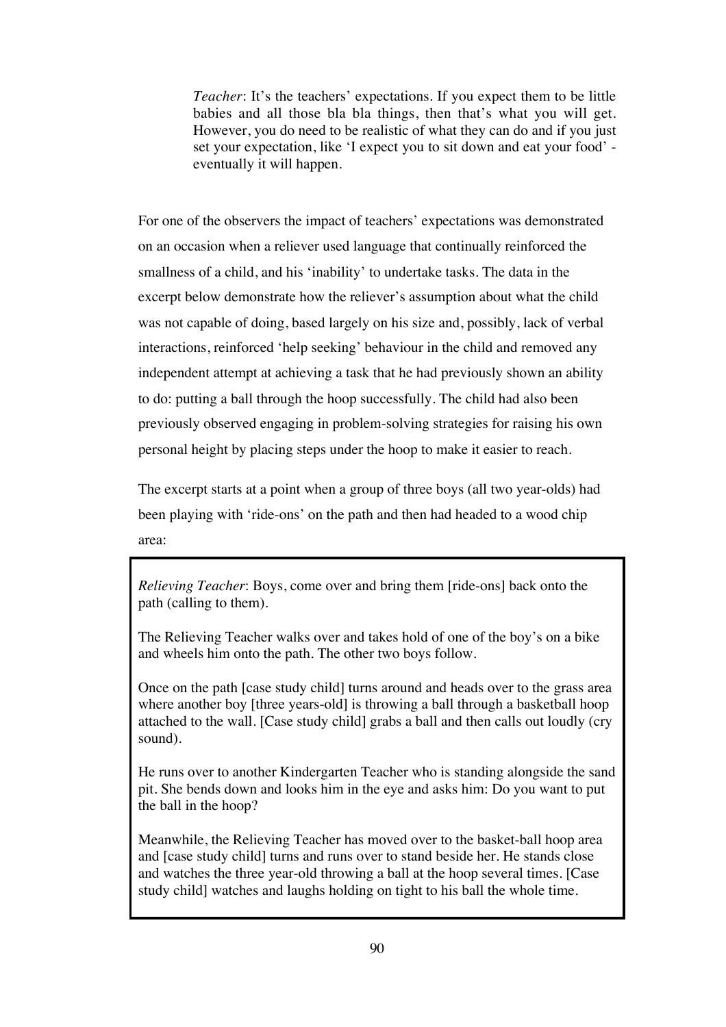> *Teacher*: It's the teachers' expectations. If you expect them to be little babies and all those bla bla things, then that's what you will get. However, you do need to be realistic of what they can do and if you just set your expectation, like 'I expect you to sit down and eat your food' - eventually it will happen.

For one of the observers the impact of teachers' expectations was demonstrated on an occasion when a reliever used language that continually reinforced the smallness of a child, and his 'inability' to undertake tasks. The data in the excerpt below demonstrate how the reliever's assumption about what the child was not capable of doing, based largely on his size and, possibly, lack of verbal interactions, reinforced 'help seeking' behaviour in the child and removed any independent attempt at achieving a task that he had previously shown an ability to do: putting a ball through the hoop successfully. The child had also been previously observed engaging in problem-solving strategies for raising his own personal height by placing steps under the hoop to make it easier to reach.

The excerpt starts at a point when a group of three boys (all two year-olds) had been playing with 'ride-ons' on the path and then had headed to a wood chip area:

> *Relieving Teacher*: Boys, come over and bring them [ride-ons] back onto the path (calling to them).
>
> The Relieving Teacher walks over and takes hold of one of the boy's on a bike and wheels him onto the path. The other two boys follow.
>
> Once on the path [case study child] turns around and heads over to the grass area where another boy [three years-old] is throwing a ball through a basketball hoop attached to the wall. [Case study child] grabs a ball and then calls out loudly (cry sound).
>
> He runs over to another Kindergarten Teacher who is standing alongside the sand pit. She bends down and looks him in the eye and asks him: Do you want to put the ball in the hoop?
>
> Meanwhile, the Relieving Teacher has moved over to the basket-ball hoop area and [case study child] turns and runs over to stand beside her. He stands close and watches the three year-old throwing a ball at the hoop several times. [Case study child] watches and laughs holding on tight to his ball the whole time.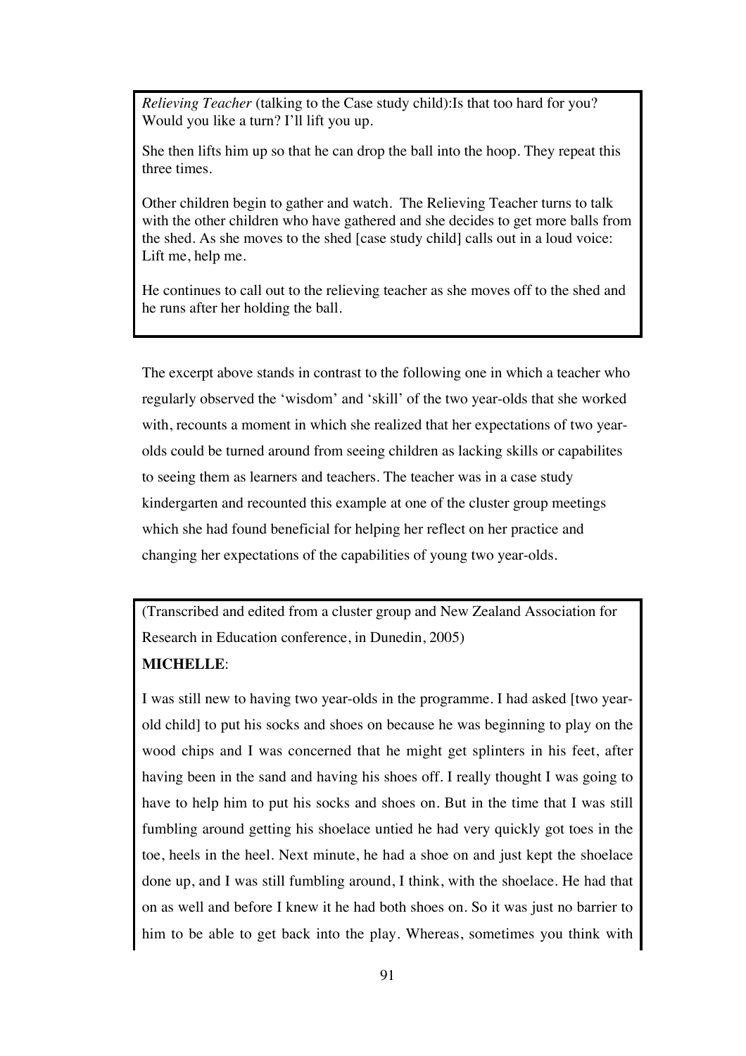*Relieving Teacher* (talking to the Case study child):Is that too hard for you? Would you like a turn? I'll lift you up.

She then lifts him up so that he can drop the ball into the hoop. They repeat this three times.

Other children begin to gather and watch. The Relieving Teacher turns to talk with the other children who have gathered and she decides to get more balls from the shed. As she moves to the shed [case study child] calls out in a loud voice: Lift me, help me.

He continues to call out to the relieving teacher as she moves off to the shed and he runs after her holding the ball.

The excerpt above stands in contrast to the following one in which a teacher who regularly observed the 'wisdom' and 'skill' of the two year-olds that she worked with, recounts a moment in which she realized that her expectations of two year-olds could be turned around from seeing children as lacking skills or capabilites to seeing them as learners and teachers. The teacher was in a case study kindergarten and recounted this example at one of the cluster group meetings which she had found beneficial for helping her reflect on her practice and changing her expectations of the capabilities of young two year-olds.

(Transcribed and edited from a cluster group and New Zealand Association for Research in Education conference, in Dunedin, 2005)

**MICHELLE**:

I was still new to having two year-olds in the programme. I had asked [two year-old child] to put his socks and shoes on because he was beginning to play on the wood chips and I was concerned that he might get splinters in his feet, after having been in the sand and having his shoes off. I really thought I was going to have to help him to put his socks and shoes on. But in the time that I was still fumbling around getting his shoelace untied he had very quickly got toes in the toe, heels in the heel. Next minute, he had a shoe on and just kept the shoelace done up, and I was still fumbling around, I think, with the shoelace. He had that on as well and before I knew it he had both shoes on. So it was just no barrier to him to be able to get back into the play. Whereas, sometimes you think with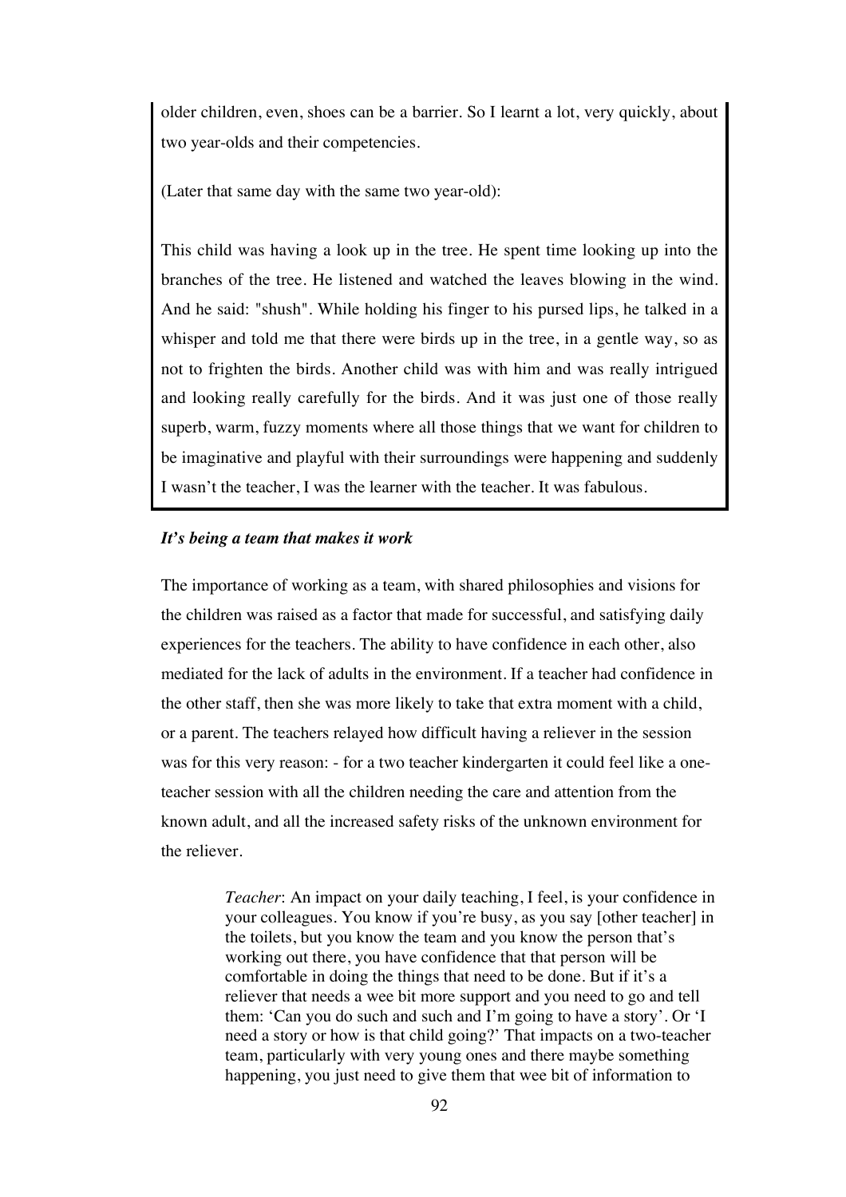older children, even, shoes can be a barrier. So I learnt a lot, very quickly, about two year-olds and their competencies.

(Later that same day with the same two year-old):

This child was having a look up in the tree. He spent time looking up into the branches of the tree. He listened and watched the leaves blowing in the wind. And he said: "shush". While holding his finger to his pursed lips, he talked in a whisper and told me that there were birds up in the tree, in a gentle way, so as not to frighten the birds. Another child was with him and was really intrigued and looking really carefully for the birds. And it was just one of those really superb, warm, fuzzy moments where all those things that we want for children to be imaginative and playful with their surroundings were happening and suddenly I wasn't the teacher, I was the learner with the teacher. It was fabulous.

***It's being a team that makes it work***

The importance of working as a team, with shared philosophies and visions for the children was raised as a factor that made for successful, and satisfying daily experiences for the teachers. The ability to have confidence in each other, also mediated for the lack of adults in the environment. If a teacher had confidence in the other staff, then she was more likely to take that extra moment with a child, or a parent. The teachers relayed how difficult having a reliever in the session was for this very reason: - for a two teacher kindergarten it could feel like a one-teacher session with all the children needing the care and attention from the known adult, and all the increased safety risks of the unknown environment for the reliever.

> *Teacher*: An impact on your daily teaching, I feel, is your confidence in your colleagues. You know if you're busy, as you say [other teacher] in the toilets, but you know the team and you know the person that's working out there, you have confidence that that person will be comfortable in doing the things that need to be done. But if it's a reliever that needs a wee bit more support and you need to go and tell them: 'Can you do such and such and I'm going to have a story'. Or 'I need a story or how is that child going?' That impacts on a two-teacher team, particularly with very young ones and there maybe something happening, you just need to give them that wee bit of information to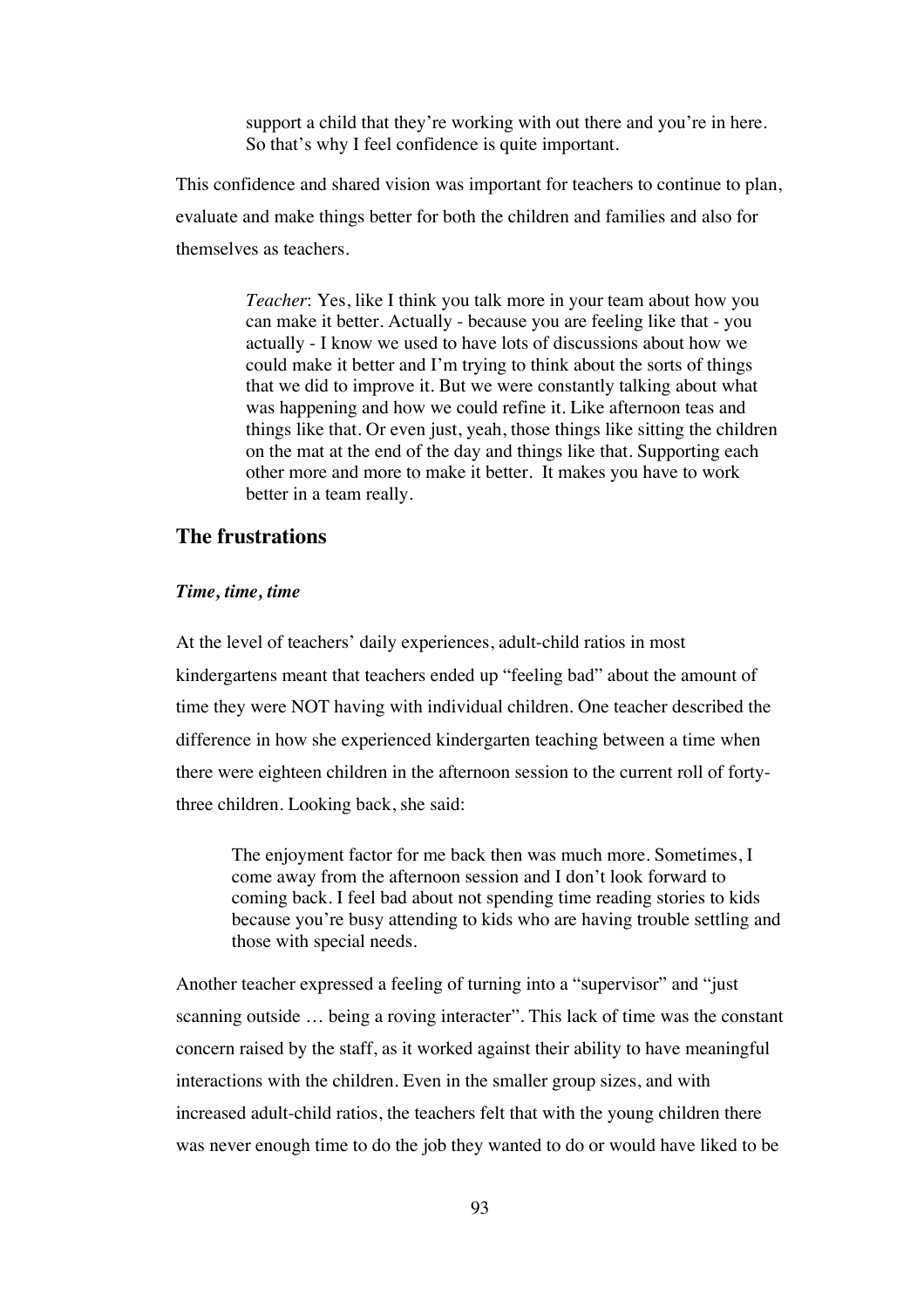> support a child that they're working with out there and you're in here. So that's why I feel confidence is quite important.

This confidence and shared vision was important for teachers to continue to plan, evaluate and make things better for both the children and families and also for themselves as teachers.

> *Teacher*: Yes, like I think you talk more in your team about how you can make it better. Actually - because you are feeling like that - you actually - I know we used to have lots of discussions about how we could make it better and I'm trying to think about the sorts of things that we did to improve it. But we were constantly talking about what was happening and how we could refine it. Like afternoon teas and things like that. Or even just, yeah, those things like sitting the children on the mat at the end of the day and things like that. Supporting each other more and more to make it better. It makes you have to work better in a team really.

## The frustrations

### *Time, time, time*

At the level of teachers' daily experiences, adult-child ratios in most kindergartens meant that teachers ended up "feeling bad" about the amount of time they were NOT having with individual children. One teacher described the difference in how she experienced kindergarten teaching between a time when there were eighteen children in the afternoon session to the current roll of forty-three children. Looking back, she said:

> The enjoyment factor for me back then was much more. Sometimes, I come away from the afternoon session and I don't look forward to coming back. I feel bad about not spending time reading stories to kids because you're busy attending to kids who are having trouble settling and those with special needs.

Another teacher expressed a feeling of turning into a "supervisor" and "just scanning outside … being a roving interacter". This lack of time was the constant concern raised by the staff, as it worked against their ability to have meaningful interactions with the children. Even in the smaller group sizes, and with increased adult-child ratios, the teachers felt that with the young children there was never enough time to do the job they wanted to do or would have liked to be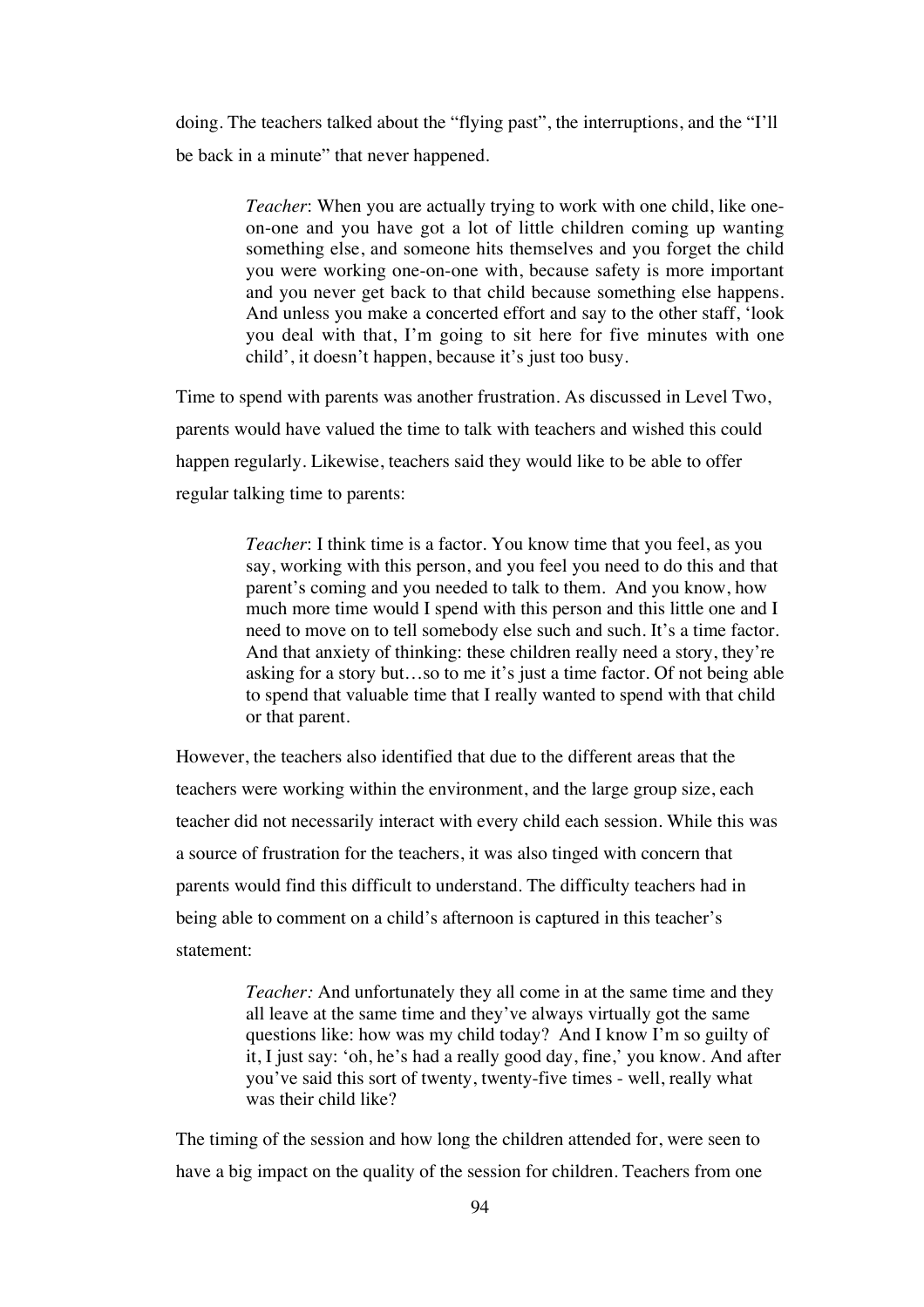doing. The teachers talked about the "flying past", the interruptions, and the "I'll be back in a minute" that never happened.

> *Teacher*: When you are actually trying to work with one child, like one-on-one and you have got a lot of little children coming up wanting something else, and someone hits themselves and you forget the child you were working one-on-one with, because safety is more important and you never get back to that child because something else happens. And unless you make a concerted effort and say to the other staff, 'look you deal with that, I'm going to sit here for five minutes with one child', it doesn't happen, because it's just too busy.

Time to spend with parents was another frustration. As discussed in Level Two, parents would have valued the time to talk with teachers and wished this could happen regularly. Likewise, teachers said they would like to be able to offer regular talking time to parents:

> *Teacher*: I think time is a factor. You know time that you feel, as you say, working with this person, and you feel you need to do this and that parent's coming and you needed to talk to them. And you know, how much more time would I spend with this person and this little one and I need to move on to tell somebody else such and such. It's a time factor. And that anxiety of thinking: these children really need a story, they're asking for a story but…so to me it's just a time factor. Of not being able to spend that valuable time that I really wanted to spend with that child or that parent.

However, the teachers also identified that due to the different areas that the teachers were working within the environment, and the large group size, each teacher did not necessarily interact with every child each session. While this was a source of frustration for the teachers, it was also tinged with concern that parents would find this difficult to understand. The difficulty teachers had in being able to comment on a child's afternoon is captured in this teacher's statement:

> *Teacher:* And unfortunately they all come in at the same time and they all leave at the same time and they've always virtually got the same questions like: how was my child today? And I know I'm so guilty of it, I just say: 'oh, he's had a really good day, fine,' you know. And after you've said this sort of twenty, twenty-five times - well, really what was their child like?

The timing of the session and how long the children attended for, were seen to have a big impact on the quality of the session for children. Teachers from one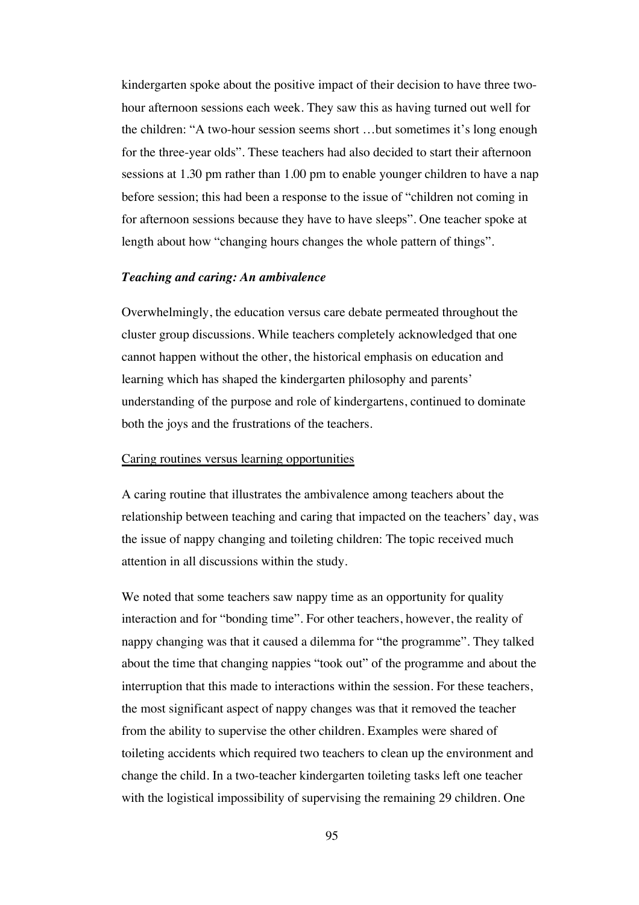kindergarten spoke about the positive impact of their decision to have three two-hour afternoon sessions each week. They saw this as having turned out well for the children: "A two-hour session seems short …but sometimes it's long enough for the three-year olds". These teachers had also decided to start their afternoon sessions at 1.30 pm rather than 1.00 pm to enable younger children to have a nap before session; this had been a response to the issue of "children not coming in for afternoon sessions because they have to have sleeps". One teacher spoke at length about how "changing hours changes the whole pattern of things".

***Teaching and caring: An ambivalence***

Overwhelmingly, the education versus care debate permeated throughout the cluster group discussions. While teachers completely acknowledged that one cannot happen without the other, the historical emphasis on education and learning which has shaped the kindergarten philosophy and parents' understanding of the purpose and role of kindergartens, continued to dominate both the joys and the frustrations of the teachers.

<u>Caring routines versus learning opportunities</u>

A caring routine that illustrates the ambivalence among teachers about the relationship between teaching and caring that impacted on the teachers' day, was the issue of nappy changing and toileting children: The topic received much attention in all discussions within the study.

We noted that some teachers saw nappy time as an opportunity for quality interaction and for "bonding time". For other teachers, however, the reality of nappy changing was that it caused a dilemma for "the programme". They talked about the time that changing nappies "took out" of the programme and about the interruption that this made to interactions within the session. For these teachers, the most significant aspect of nappy changes was that it removed the teacher from the ability to supervise the other children. Examples were shared of toileting accidents which required two teachers to clean up the environment and change the child. In a two-teacher kindergarten toileting tasks left one teacher with the logistical impossibility of supervising the remaining 29 children. One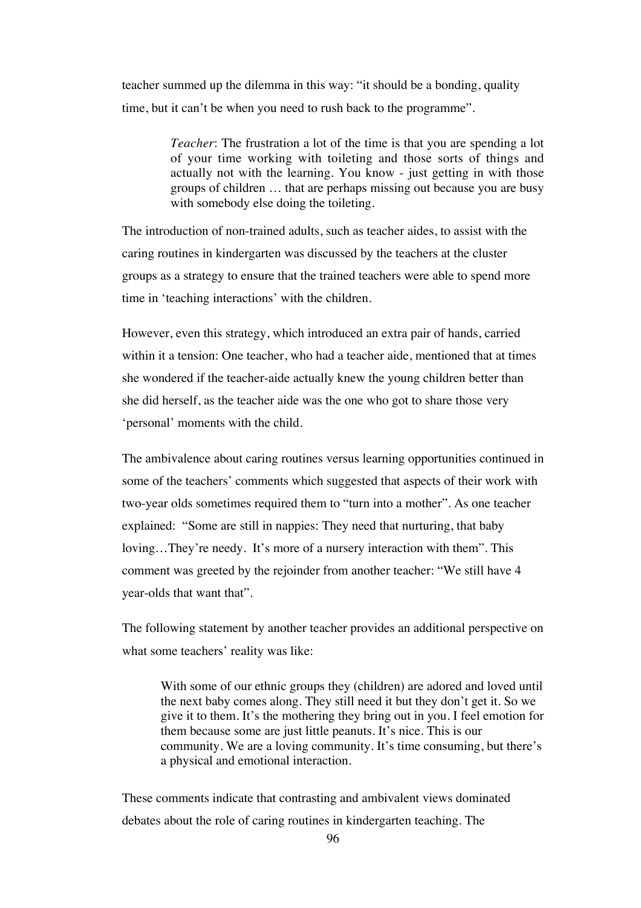teacher summed up the dilemma in this way: “it should be a bonding, quality time, but it can’t be when you need to rush back to the programme”.

> *Teacher*: The frustration a lot of the time is that you are spending a lot of your time working with toileting and those sorts of things and actually not with the learning. You know - just getting in with those groups of children … that are perhaps missing out because you are busy with somebody else doing the toileting.

The introduction of non-trained adults, such as teacher aides, to assist with the caring routines in kindergarten was discussed by the teachers at the cluster groups as a strategy to ensure that the trained teachers were able to spend more time in ‘teaching interactions’ with the children.

However, even this strategy, which introduced an extra pair of hands, carried within it a tension: One teacher, who had a teacher aide, mentioned that at times she wondered if the teacher-aide actually knew the young children better than she did herself, as the teacher aide was the one who got to share those very ‘personal’ moments with the child.

The ambivalence about caring routines versus learning opportunities continued in some of the teachers’ comments which suggested that aspects of their work with two-year olds sometimes required them to “turn into a mother”. As one teacher explained: “Some are still in nappies: They need that nurturing, that baby loving…They’re needy. It’s more of a nursery interaction with them”. This comment was greeted by the rejoinder from another teacher: “We still have 4 year-olds that want that”.

The following statement by another teacher provides an additional perspective on what some teachers’ reality was like:

> With some of our ethnic groups they (children) are adored and loved until the next baby comes along. They still need it but they don’t get it. So we give it to them. It’s the mothering they bring out in you. I feel emotion for them because some are just little peanuts. It’s nice. This is our community. We are a loving community. It’s time consuming, but there’s a physical and emotional interaction.

These comments indicate that contrasting and ambivalent views dominated debates about the role of caring routines in kindergarten teaching. The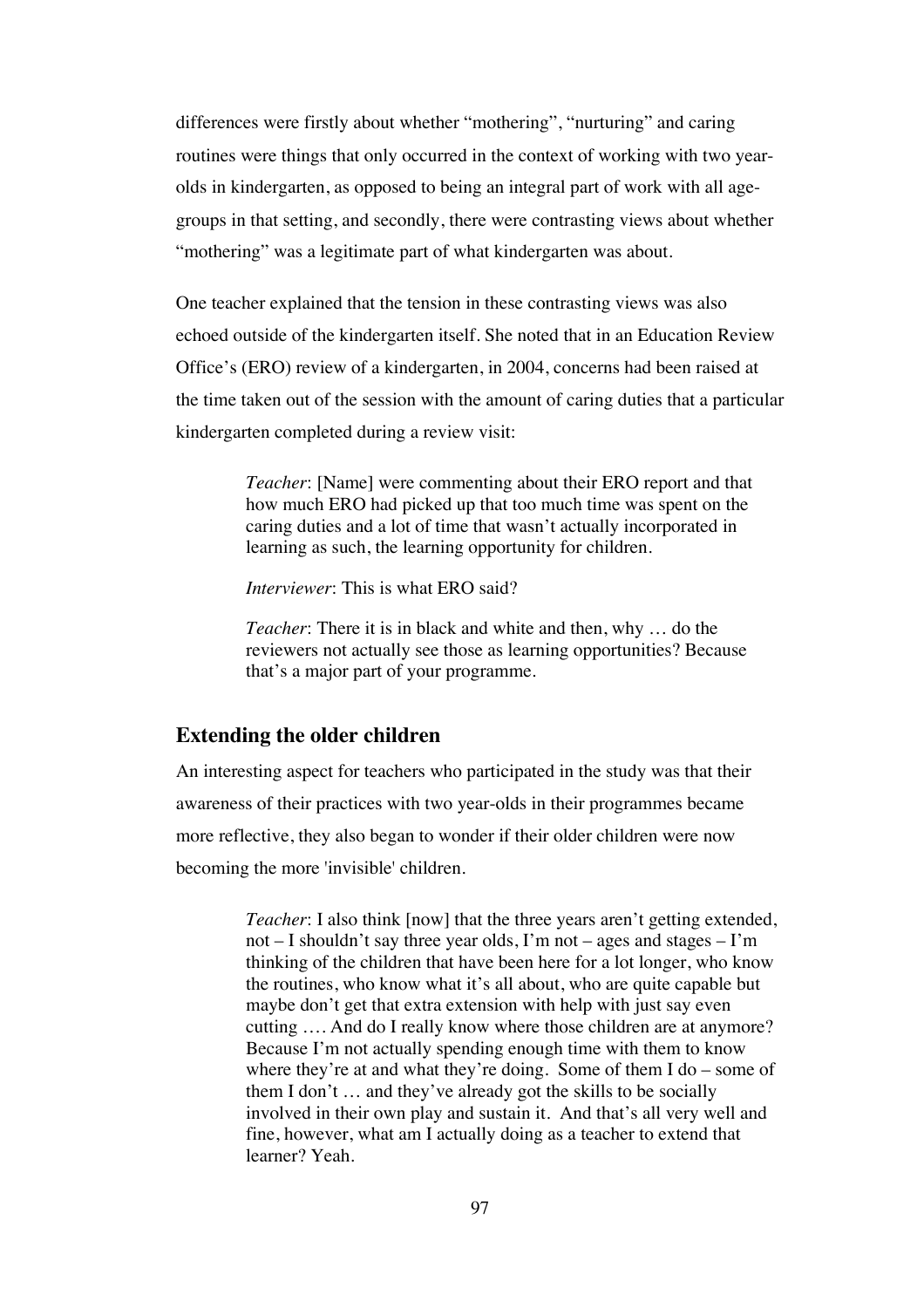differences were firstly about whether "mothering", "nurturing" and caring routines were things that only occurred in the context of working with two year-olds in kindergarten, as opposed to being an integral part of work with all age-groups in that setting, and secondly, there were contrasting views about whether "mothering" was a legitimate part of what kindergarten was about.

One teacher explained that the tension in these contrasting views was also echoed outside of the kindergarten itself. She noted that in an Education Review Office's (ERO) review of a kindergarten, in 2004, concerns had been raised at the time taken out of the session with the amount of caring duties that a particular kindergarten completed during a review visit:

> *Teacher*: [Name] were commenting about their ERO report and that how much ERO had picked up that too much time was spent on the caring duties and a lot of time that wasn't actually incorporated in learning as such, the learning opportunity for children.
>
> *Interviewer*: This is what ERO said?
>
> *Teacher*: There it is in black and white and then, why … do the reviewers not actually see those as learning opportunities? Because that's a major part of your programme.

## Extending the older children

An interesting aspect for teachers who participated in the study was that their awareness of their practices with two year-olds in their programmes became more reflective, they also began to wonder if their older children were now becoming the more 'invisible' children.

> *Teacher*: I also think [now] that the three years aren't getting extended, not – I shouldn't say three year olds, I'm not – ages and stages – I'm thinking of the children that have been here for a lot longer, who know the routines, who know what it's all about, who are quite capable but maybe don't get that extra extension with help with just say even cutting …. And do I really know where those children are at anymore? Because I'm not actually spending enough time with them to know where they're at and what they're doing. Some of them I do – some of them I don't … and they've already got the skills to be socially involved in their own play and sustain it. And that's all very well and fine, however, what am I actually doing as a teacher to extend that learner? Yeah.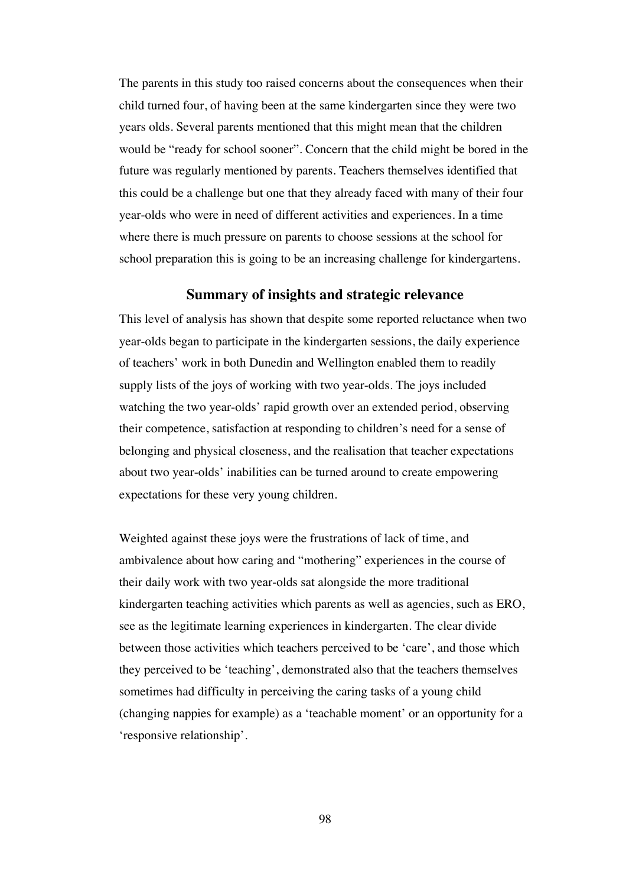The parents in this study too raised concerns about the consequences when their child turned four, of having been at the same kindergarten since they were two years olds. Several parents mentioned that this might mean that the children would be "ready for school sooner". Concern that the child might be bored in the future was regularly mentioned by parents. Teachers themselves identified that this could be a challenge but one that they already faced with many of their four year-olds who were in need of different activities and experiences. In a time where there is much pressure on parents to choose sessions at the school for school preparation this is going to be an increasing challenge for kindergartens.

## Summary of insights and strategic relevance

This level of analysis has shown that despite some reported reluctance when two year-olds began to participate in the kindergarten sessions, the daily experience of teachers' work in both Dunedin and Wellington enabled them to readily supply lists of the joys of working with two year-olds. The joys included watching the two year-olds' rapid growth over an extended period, observing their competence, satisfaction at responding to children's need for a sense of belonging and physical closeness, and the realisation that teacher expectations about two year-olds' inabilities can be turned around to create empowering expectations for these very young children.

Weighted against these joys were the frustrations of lack of time, and ambivalence about how caring and "mothering" experiences in the course of their daily work with two year-olds sat alongside the more traditional kindergarten teaching activities which parents as well as agencies, such as ERO, see as the legitimate learning experiences in kindergarten. The clear divide between those activities which teachers perceived to be 'care', and those which they perceived to be 'teaching', demonstrated also that the teachers themselves sometimes had difficulty in perceiving the caring tasks of a young child (changing nappies for example) as a 'teachable moment' or an opportunity for a 'responsive relationship'.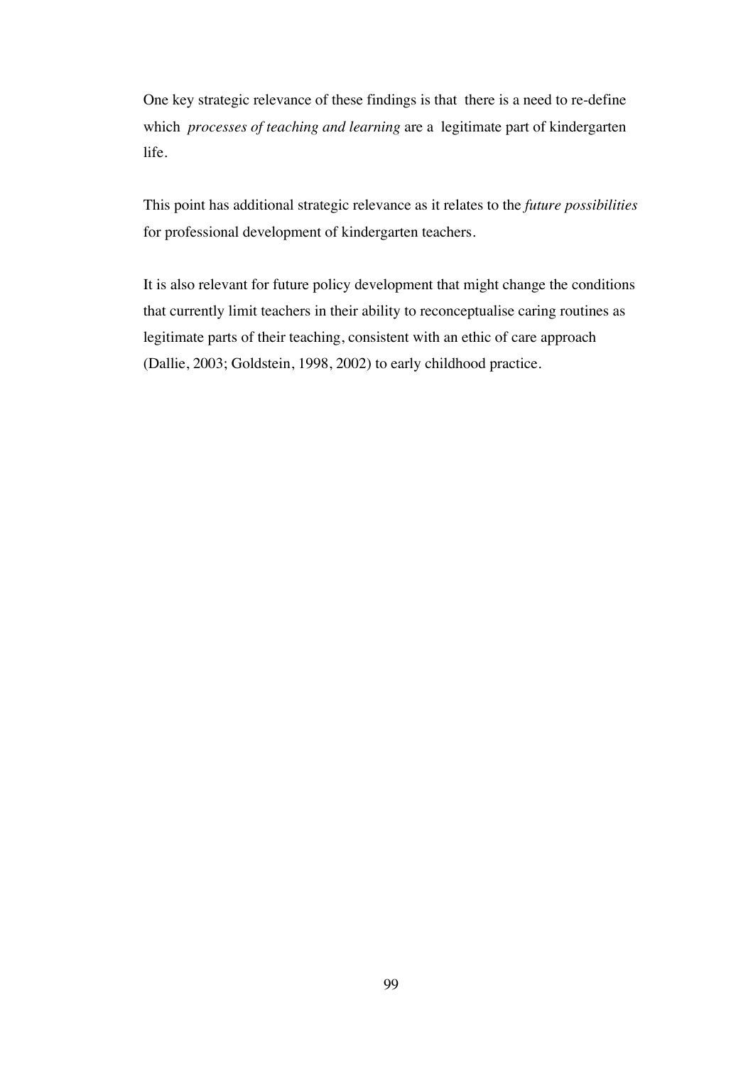One key strategic relevance of these findings is that there is a need to re-define which *processes of teaching and learning* are a legitimate part of kindergarten life.

This point has additional strategic relevance as it relates to the *future possibilities* for professional development of kindergarten teachers.

It is also relevant for future policy development that might change the conditions that currently limit teachers in their ability to reconceptualise caring routines as legitimate parts of their teaching, consistent with an ethic of care approach (Dallie, 2003; Goldstein, 1998, 2002) to early childhood practice.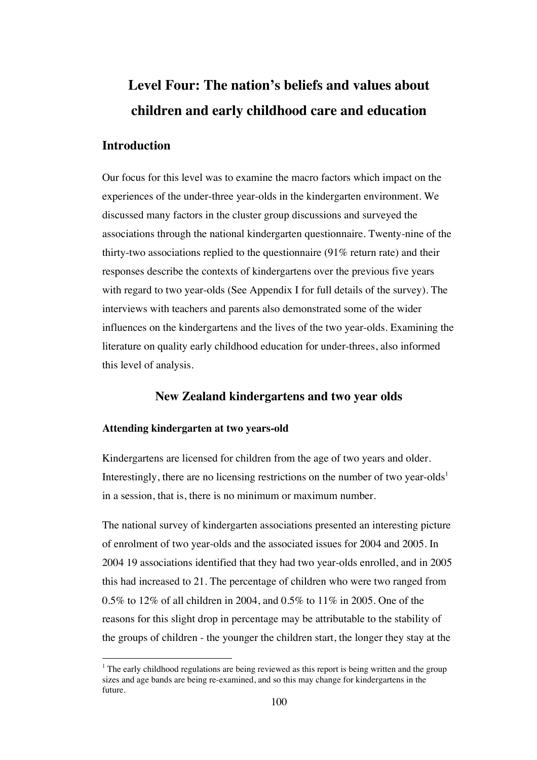# Level Four: The nation's beliefs and values about children and early childhood care and education

## Introduction

Our focus for this level was to examine the macro factors which impact on the experiences of the under-three year-olds in the kindergarten environment. We discussed many factors in the cluster group discussions and surveyed the associations through the national kindergarten questionnaire. Twenty-nine of the thirty-two associations replied to the questionnaire (91% return rate) and their responses describe the contexts of kindergartens over the previous five years with regard to two year-olds (See Appendix I for full details of the survey). The interviews with teachers and parents also demonstrated some of the wider influences on the kindergartens and the lives of the two year-olds. Examining the literature on quality early childhood education for under-threes, also informed this level of analysis.

## New Zealand kindergartens and two year olds

### Attending kindergarten at two years-old

Kindergartens are licensed for children from the age of two years and older. Interestingly, there are no licensing restrictions on the number of two year-olds[1] in a session, that is, there is no minimum or maximum number.

The national survey of kindergarten associations presented an interesting picture of enrolment of two year-olds and the associated issues for 2004 and 2005. In 2004 19 associations identified that they had two year-olds enrolled, and in 2005 this had increased to 21. The percentage of children who were two ranged from 0.5% to 12% of all children in 2004, and 0.5% to 11% in 2005. One of the reasons for this slight drop in percentage may be attributable to the stability of the groups of children - the younger the children start, the longer they stay at the

[1] The early childhood regulations are being reviewed as this report is being written and the group sizes and age bands are being re-examined, and so this may change for kindergartens in the future.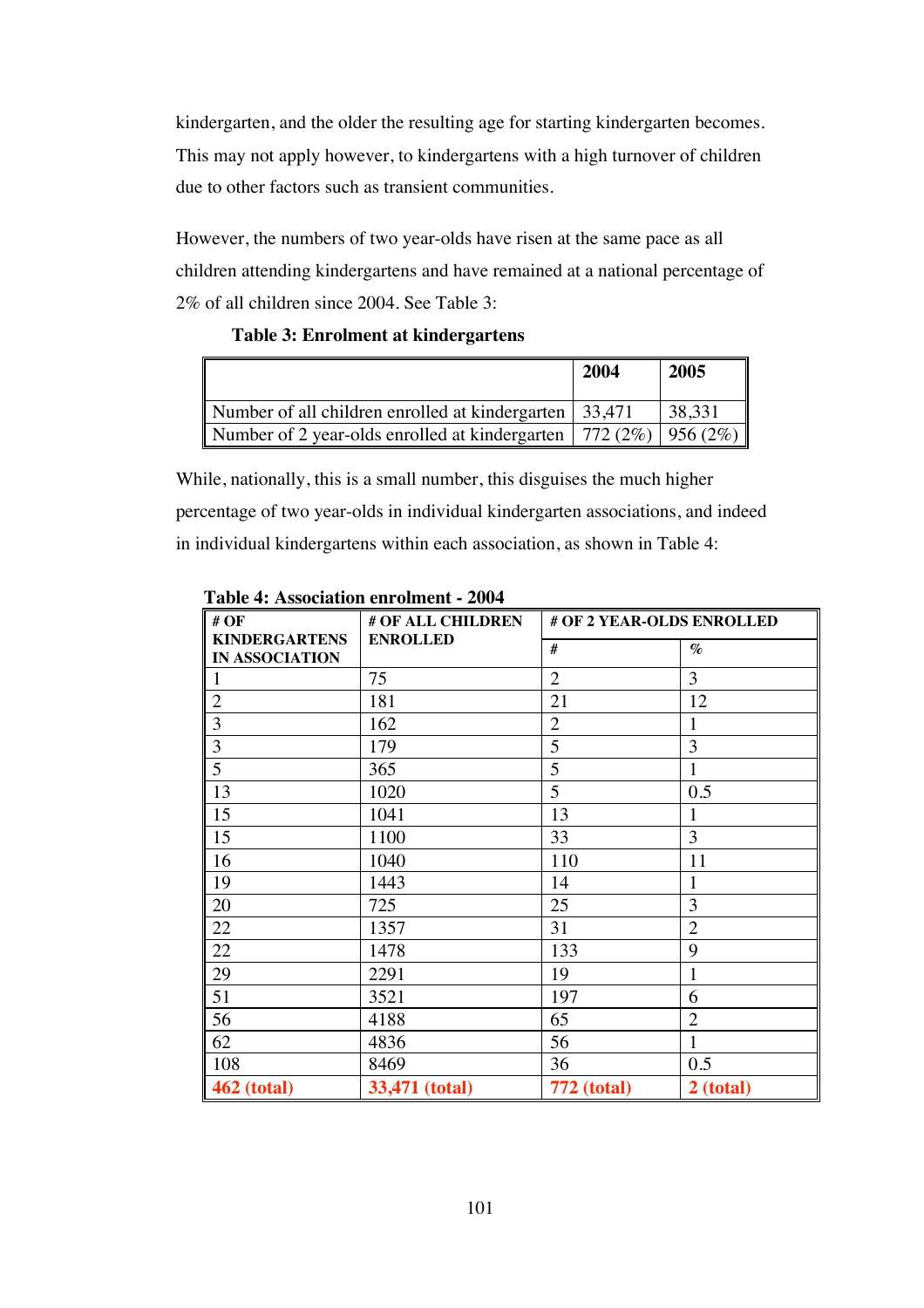kindergarten, and the older the resulting age for starting kindergarten becomes. This may not apply however, to kindergartens with a high turnover of children due to other factors such as transient communities.

However, the numbers of two year-olds have risen at the same pace as all children attending kindergartens and have remained at a national percentage of 2% of all children since 2004. See Table 3:

**Table 3: Enrolment at kindergartens**

| | 2004 | 2005 |
|---|---|---|
| Number of all children enrolled at kindergarten | 33,471 | 38,331 |
| Number of 2 year-olds enrolled at kindergarten | 772 (2%) | 956 (2%) |

While, nationally, this is a small number, this disguises the much higher percentage of two year-olds in individual kindergarten associations, and indeed in individual kindergartens within each association, as shown in Table 4:

**Table 4: Association enrolment - 2004**

| # OF KINDERGARTENS IN ASSOCIATION | # OF ALL CHILDREN ENROLLED | # OF 2 YEAR-OLDS ENROLLED | |
|---|---|---|---|
| | | # | % |
| 1 | 75 | 2 | 3 |
| 2 | 181 | 21 | 12 |
| 3 | 162 | 2 | 1 |
| 3 | 179 | 5 | 3 |
| 5 | 365 | 5 | 1 |
| 13 | 1020 | 5 | 0.5 |
| 15 | 1041 | 13 | 1 |
| 15 | 1100 | 33 | 3 |
| 16 | 1040 | 110 | 11 |
| 19 | 1443 | 14 | 1 |
| 20 | 725 | 25 | 3 |
| 22 | 1357 | 31 | 2 |
| 22 | 1478 | 133 | 9 |
| 29 | 2291 | 19 | 1 |
| 51 | 3521 | 197 | 6 |
| 56 | 4188 | 65 | 2 |
| 62 | 4836 | 56 | 1 |
| 108 | 8469 | 36 | 0.5 |
| **462 (total)** | **33,471 (total)** | **772 (total)** | **2 (total)** |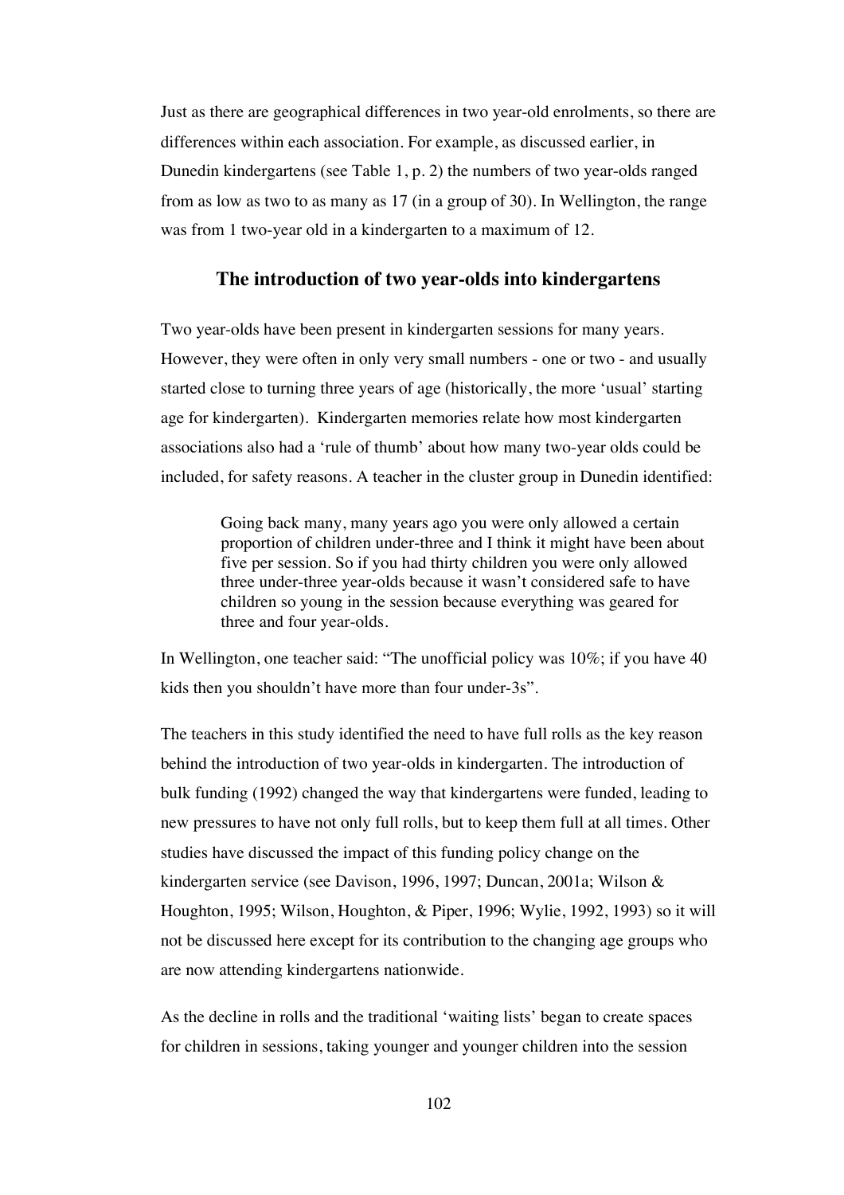Just as there are geographical differences in two year-old enrolments, so there are differences within each association. For example, as discussed earlier, in Dunedin kindergartens (see Table 1, p. 2) the numbers of two year-olds ranged from as low as two to as many as 17 (in a group of 30). In Wellington, the range was from 1 two-year old in a kindergarten to a maximum of 12.

## The introduction of two year-olds into kindergartens

Two year-olds have been present in kindergarten sessions for many years. However, they were often in only very small numbers - one or two - and usually started close to turning three years of age (historically, the more 'usual' starting age for kindergarten). Kindergarten memories relate how most kindergarten associations also had a 'rule of thumb' about how many two-year olds could be included, for safety reasons. A teacher in the cluster group in Dunedin identified:

> Going back many, many years ago you were only allowed a certain proportion of children under-three and I think it might have been about five per session. So if you had thirty children you were only allowed three under-three year-olds because it wasn't considered safe to have children so young in the session because everything was geared for three and four year-olds.

In Wellington, one teacher said: "The unofficial policy was 10%; if you have 40 kids then you shouldn't have more than four under-3s".

The teachers in this study identified the need to have full rolls as the key reason behind the introduction of two year-olds in kindergarten. The introduction of bulk funding (1992) changed the way that kindergartens were funded, leading to new pressures to have not only full rolls, but to keep them full at all times. Other studies have discussed the impact of this funding policy change on the kindergarten service (see Davison, 1996, 1997; Duncan, 2001a; Wilson & Houghton, 1995; Wilson, Houghton, & Piper, 1996; Wylie, 1992, 1993) so it will not be discussed here except for its contribution to the changing age groups who are now attending kindergartens nationwide.

As the decline in rolls and the traditional 'waiting lists' began to create spaces for children in sessions, taking younger and younger children into the session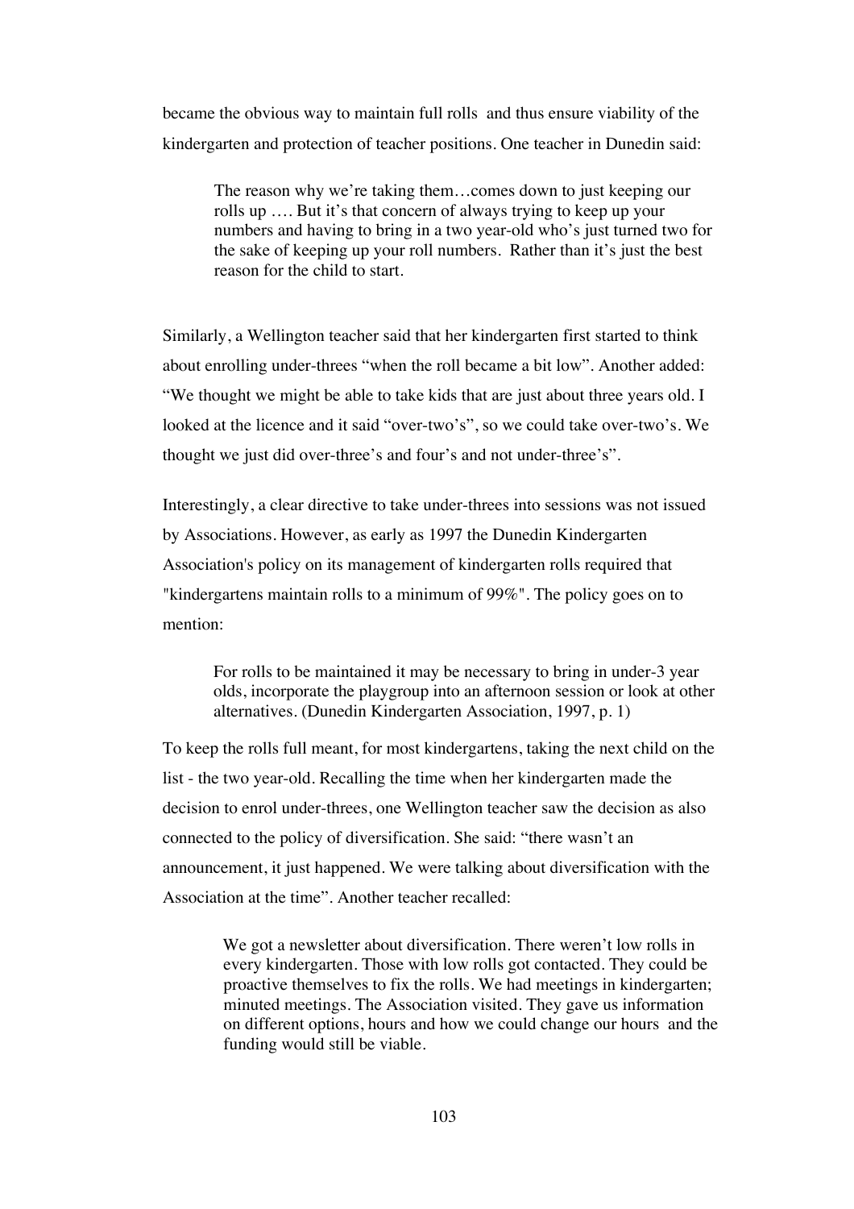became the obvious way to maintain full rolls and thus ensure viability of the kindergarten and protection of teacher positions. One teacher in Dunedin said:

> The reason why we're taking them…comes down to just keeping our rolls up …. But it's that concern of always trying to keep up your numbers and having to bring in a two year-old who's just turned two for the sake of keeping up your roll numbers. Rather than it's just the best reason for the child to start.

Similarly, a Wellington teacher said that her kindergarten first started to think about enrolling under-threes "when the roll became a bit low". Another added: "We thought we might be able to take kids that are just about three years old. I looked at the licence and it said "over-two's", so we could take over-two's. We thought we just did over-three's and four's and not under-three's".

Interestingly, a clear directive to take under-threes into sessions was not issued by Associations. However, as early as 1997 the Dunedin Kindergarten Association's policy on its management of kindergarten rolls required that "kindergartens maintain rolls to a minimum of 99%". The policy goes on to mention:

> For rolls to be maintained it may be necessary to bring in under-3 year olds, incorporate the playgroup into an afternoon session or look at other alternatives. (Dunedin Kindergarten Association, 1997, p. 1)

To keep the rolls full meant, for most kindergartens, taking the next child on the list - the two year-old. Recalling the time when her kindergarten made the decision to enrol under-threes, one Wellington teacher saw the decision as also connected to the policy of diversification. She said: "there wasn't an announcement, it just happened. We were talking about diversification with the Association at the time". Another teacher recalled:

> We got a newsletter about diversification. There weren't low rolls in every kindergarten. Those with low rolls got contacted. They could be proactive themselves to fix the rolls. We had meetings in kindergarten; minuted meetings. The Association visited. They gave us information on different options, hours and how we could change our hours and the funding would still be viable.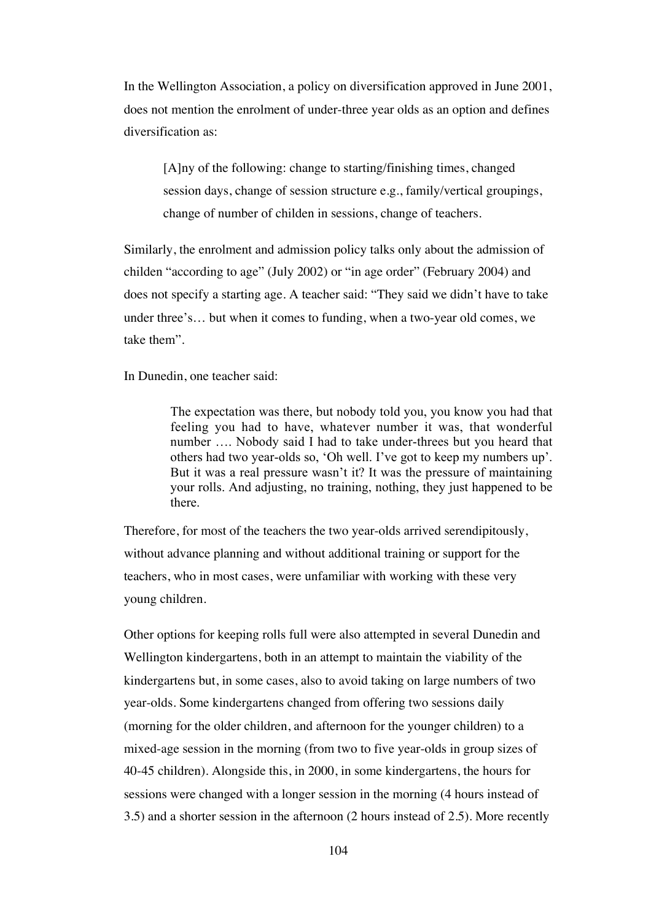In the Wellington Association, a policy on diversification approved in June 2001, does not mention the enrolment of under-three year olds as an option and defines diversification as:

> [A]ny of the following: change to starting/finishing times, changed session days, change of session structure e.g., family/vertical groupings, change of number of childen in sessions, change of teachers.

Similarly, the enrolment and admission policy talks only about the admission of childen "according to age" (July 2002) or "in age order" (February 2004) and does not specify a starting age. A teacher said: "They said we didn't have to take under three's… but when it comes to funding, when a two-year old comes, we take them".

In Dunedin, one teacher said:

> The expectation was there, but nobody told you, you know you had that feeling you had to have, whatever number it was, that wonderful number …. Nobody said I had to take under-threes but you heard that others had two year-olds so, 'Oh well. I've got to keep my numbers up'. But it was a real pressure wasn't it? It was the pressure of maintaining your rolls. And adjusting, no training, nothing, they just happened to be there.

Therefore, for most of the teachers the two year-olds arrived serendipitously, without advance planning and without additional training or support for the teachers, who in most cases, were unfamiliar with working with these very young children.

Other options for keeping rolls full were also attempted in several Dunedin and Wellington kindergartens, both in an attempt to maintain the viability of the kindergartens but, in some cases, also to avoid taking on large numbers of two year-olds. Some kindergartens changed from offering two sessions daily (morning for the older children, and afternoon for the younger children) to a mixed-age session in the morning (from two to five year-olds in group sizes of 40-45 children). Alongside this, in 2000, in some kindergartens, the hours for sessions were changed with a longer session in the morning (4 hours instead of 3.5) and a shorter session in the afternoon (2 hours instead of 2.5). More recently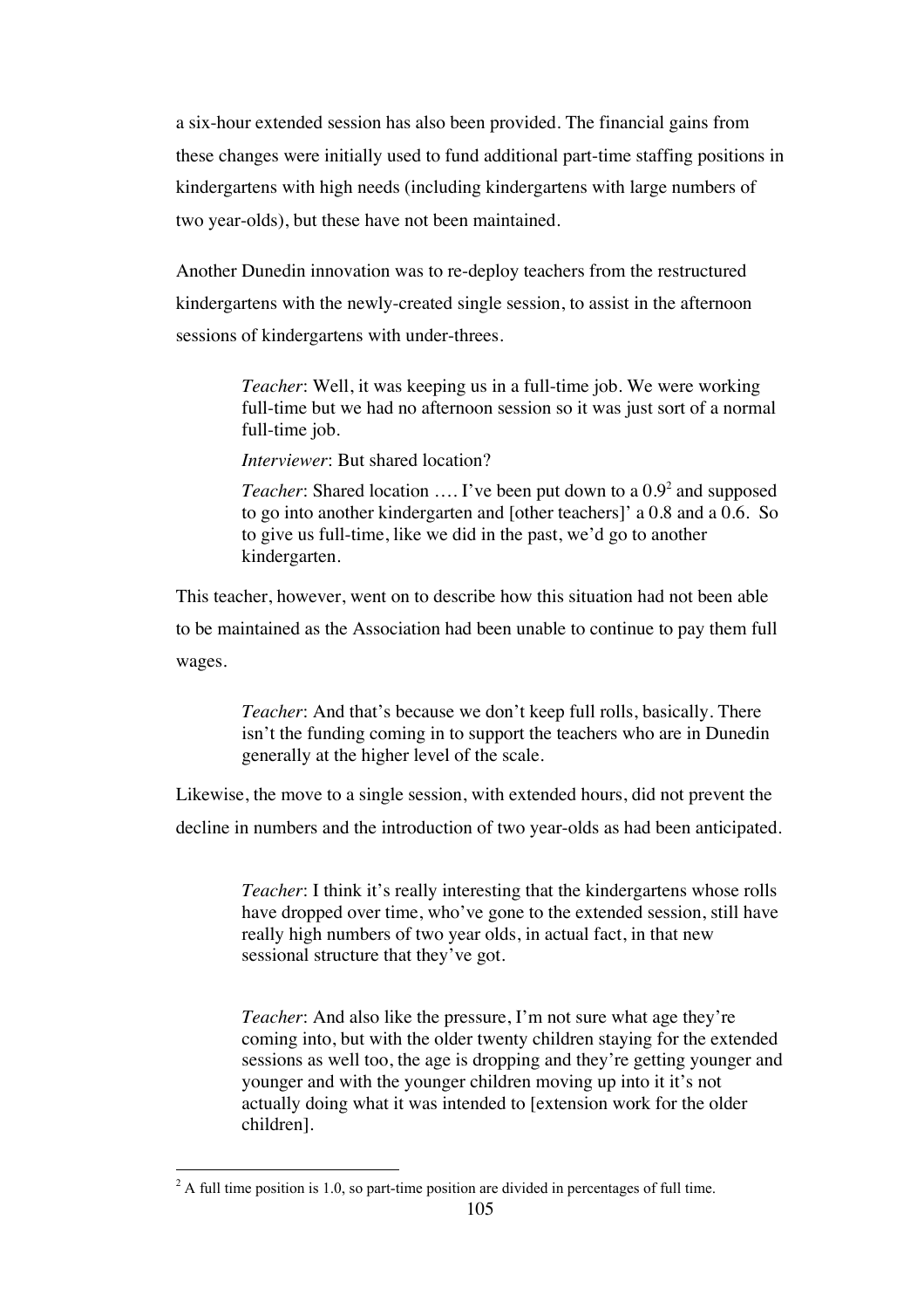a six-hour extended session has also been provided. The financial gains from these changes were initially used to fund additional part-time staffing positions in kindergartens with high needs (including kindergartens with large numbers of two year-olds), but these have not been maintained.

Another Dunedin innovation was to re-deploy teachers from the restructured kindergartens with the newly-created single session, to assist in the afternoon sessions of kindergartens with under-threes.

> *Teacher*: Well, it was keeping us in a full-time job. We were working full-time but we had no afternoon session so it was just sort of a normal full-time job.
>
> *Interviewer*: But shared location?
>
> *Teacher*: Shared location …. I've been put down to a 0.9[2] and supposed to go into another kindergarten and [other teachers]' a 0.8 and a 0.6. So to give us full-time, like we did in the past, we'd go to another kindergarten.

This teacher, however, went on to describe how this situation had not been able to be maintained as the Association had been unable to continue to pay them full wages.

> *Teacher*: And that's because we don't keep full rolls, basically. There isn't the funding coming in to support the teachers who are in Dunedin generally at the higher level of the scale.

Likewise, the move to a single session, with extended hours, did not prevent the decline in numbers and the introduction of two year-olds as had been anticipated.

> *Teacher*: I think it's really interesting that the kindergartens whose rolls have dropped over time, who've gone to the extended session, still have really high numbers of two year olds, in actual fact, in that new sessional structure that they've got.

> *Teacher*: And also like the pressure, I'm not sure what age they're coming into, but with the older twenty children staying for the extended sessions as well too, the age is dropping and they're getting younger and younger and with the younger children moving up into it it's not actually doing what it was intended to [extension work for the older children].

---

[2] A full time position is 1.0, so part-time position are divided in percentages of full time.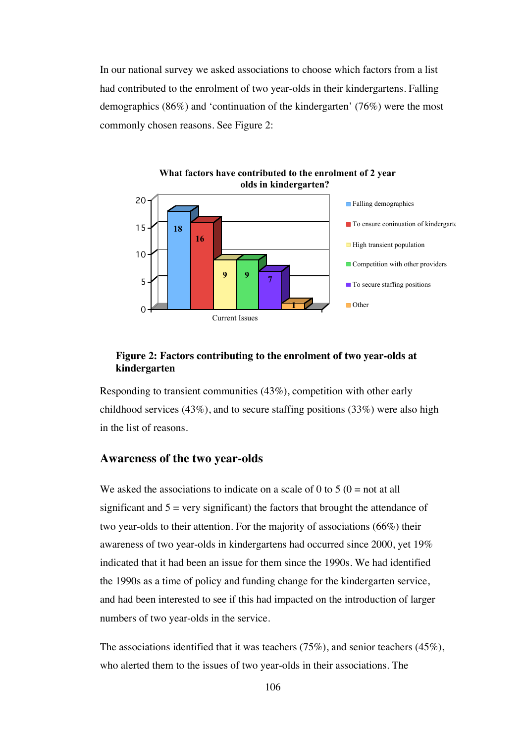In our national survey we asked associations to choose which factors from a list had contributed to the enrolment of two year-olds in their kindergartens. Falling demographics (86%) and 'continuation of the kindergarten' (76%) were the most commonly chosen reasons. See Figure 2:

**What factors have contributed to the enrolment of 2 year olds in kindergarten?**

| Current Issues | Value |
|---|---|
| Falling demographics | 18 |
| To ensure coninuation of kindergarte | 16 |
| High transient population | 9 |
| Competition with other providers | 9 |
| To secure staffing positions | 7 |
| Other | 1 |

**Figure 2: Factors contributing to the enrolment of two year-olds at kindergarten**

Responding to transient communities (43%), competition with other early childhood services (43%), and to secure staffing positions (33%) were also high in the list of reasons.

## Awareness of the two year-olds

We asked the associations to indicate on a scale of 0 to 5 (0 = not at all significant and 5 = very significant) the factors that brought the attendance of two year-olds to their attention. For the majority of associations (66%) their awareness of two year-olds in kindergartens had occurred since 2000, yet 19% indicated that it had been an issue for them since the 1990s. We had identified the 1990s as a time of policy and funding change for the kindergarten service, and had been interested to see if this had impacted on the introduction of larger numbers of two year-olds in the service.

The associations identified that it was teachers (75%), and senior teachers (45%), who alerted them to the issues of two year-olds in their associations. The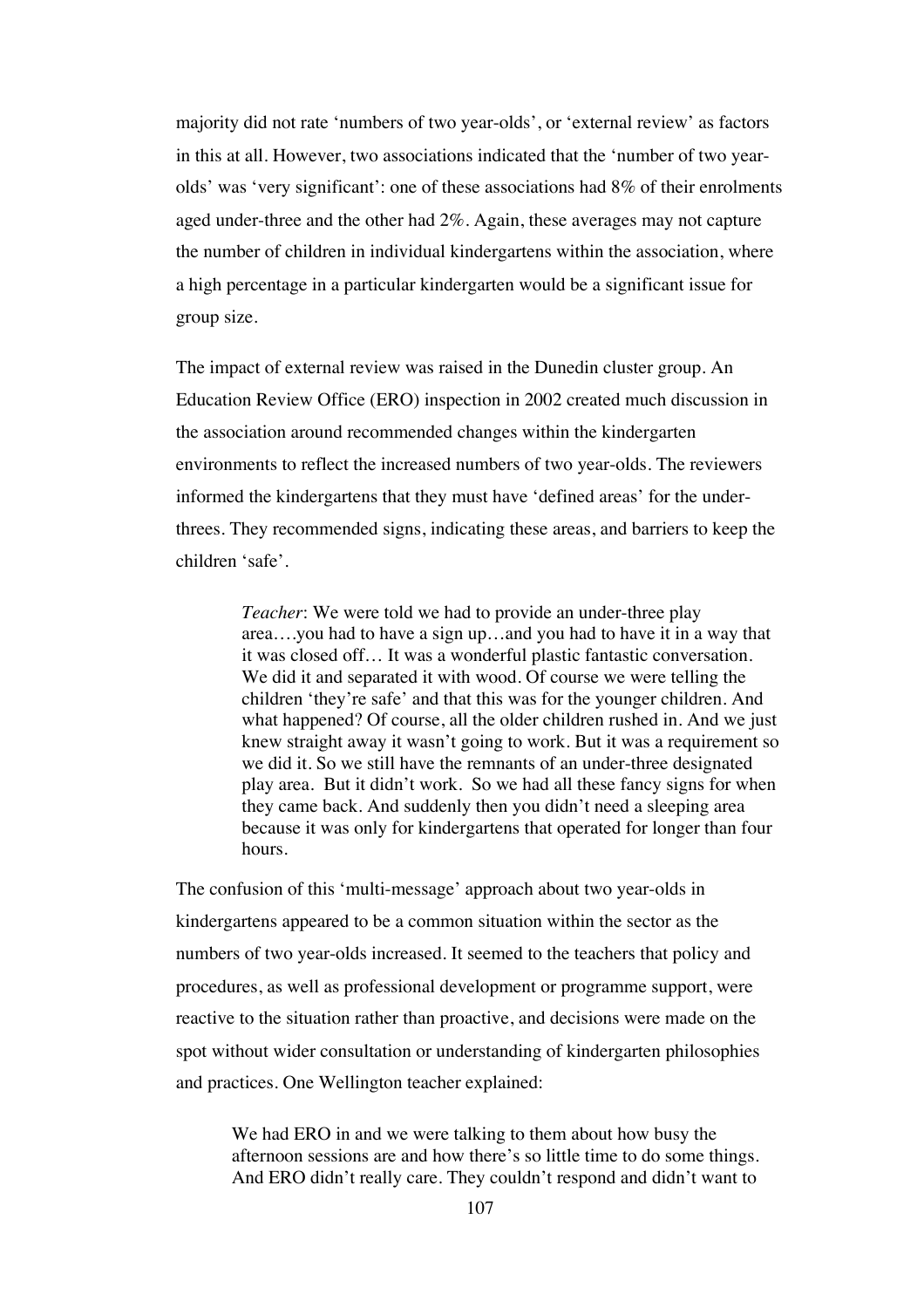majority did not rate 'numbers of two year-olds', or 'external review' as factors in this at all. However, two associations indicated that the 'number of two year-olds' was 'very significant': one of these associations had 8% of their enrolments aged under-three and the other had 2%. Again, these averages may not capture the number of children in individual kindergartens within the association, where a high percentage in a particular kindergarten would be a significant issue for group size.

The impact of external review was raised in the Dunedin cluster group. An Education Review Office (ERO) inspection in 2002 created much discussion in the association around recommended changes within the kindergarten environments to reflect the increased numbers of two year-olds. The reviewers informed the kindergartens that they must have 'defined areas' for the under-threes. They recommended signs, indicating these areas, and barriers to keep the children 'safe'.

> *Teacher*: We were told we had to provide an under-three play area….you had to have a sign up…and you had to have it in a way that it was closed off… It was a wonderful plastic fantastic conversation. We did it and separated it with wood. Of course we were telling the children 'they're safe' and that this was for the younger children. And what happened? Of course, all the older children rushed in. And we just knew straight away it wasn't going to work. But it was a requirement so we did it. So we still have the remnants of an under-three designated play area. But it didn't work. So we had all these fancy signs for when they came back. And suddenly then you didn't need a sleeping area because it was only for kindergartens that operated for longer than four hours.

The confusion of this 'multi-message' approach about two year-olds in kindergartens appeared to be a common situation within the sector as the numbers of two year-olds increased. It seemed to the teachers that policy and procedures, as well as professional development or programme support, were reactive to the situation rather than proactive, and decisions were made on the spot without wider consultation or understanding of kindergarten philosophies and practices. One Wellington teacher explained:

> We had ERO in and we were talking to them about how busy the afternoon sessions are and how there's so little time to do some things. And ERO didn't really care. They couldn't respond and didn't want to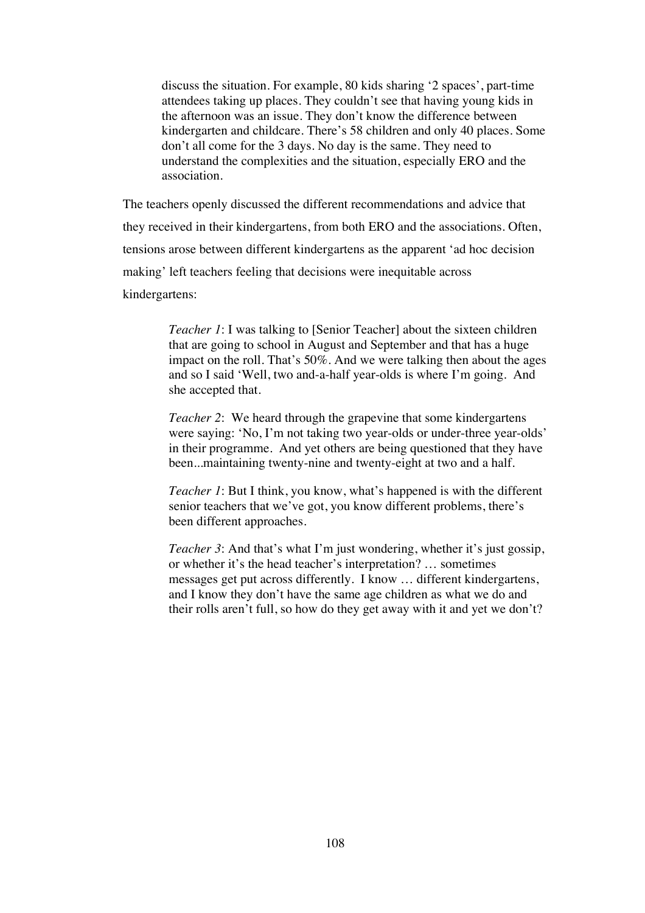> discuss the situation. For example, 80 kids sharing '2 spaces', part-time attendees taking up places. They couldn't see that having young kids in the afternoon was an issue. They don't know the difference between kindergarten and childcare. There's 58 children and only 40 places. Some don't all come for the 3 days. No day is the same. They need to understand the complexities and the situation, especially ERO and the association.

The teachers openly discussed the different recommendations and advice that they received in their kindergartens, from both ERO and the associations. Often, tensions arose between different kindergartens as the apparent 'ad hoc decision making' left teachers feeling that decisions were inequitable across kindergartens:

> *Teacher 1*: I was talking to [Senior Teacher] about the sixteen children that are going to school in August and September and that has a huge impact on the roll. That's 50%. And we were talking then about the ages and so I said 'Well, two and-a-half year-olds is where I'm going. And she accepted that.
>
> *Teacher 2*: We heard through the grapevine that some kindergartens were saying: 'No, I'm not taking two year-olds or under-three year-olds' in their programme. And yet others are being questioned that they have been...maintaining twenty-nine and twenty-eight at two and a half.
>
> *Teacher 1*: But I think, you know, what's happened is with the different senior teachers that we've got, you know different problems, there's been different approaches.
>
> *Teacher 3*: And that's what I'm just wondering, whether it's just gossip, or whether it's the head teacher's interpretation? … sometimes messages get put across differently. I know … different kindergartens, and I know they don't have the same age children as what we do and their rolls aren't full, so how do they get away with it and yet we don't?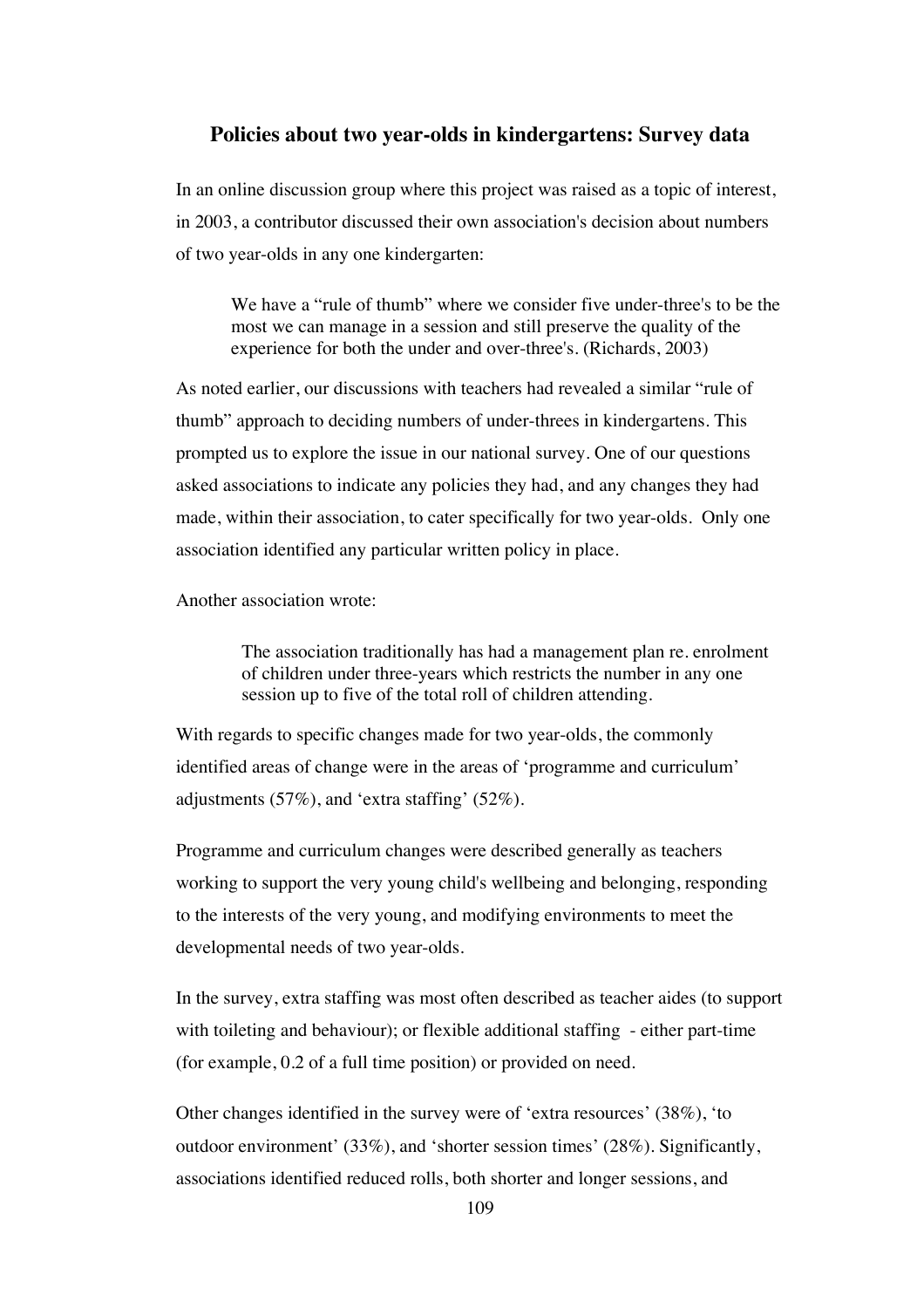## Policies about two year-olds in kindergartens: Survey data

In an online discussion group where this project was raised as a topic of interest, in 2003, a contributor discussed their own association's decision about numbers of two year-olds in any one kindergarten:

> We have a "rule of thumb" where we consider five under-three's to be the most we can manage in a session and still preserve the quality of the experience for both the under and over-three's. (Richards, 2003)

As noted earlier, our discussions with teachers had revealed a similar "rule of thumb" approach to deciding numbers of under-threes in kindergartens. This prompted us to explore the issue in our national survey. One of our questions asked associations to indicate any policies they had, and any changes they had made, within their association, to cater specifically for two year-olds. Only one association identified any particular written policy in place.

Another association wrote:

> The association traditionally has had a management plan re. enrolment of children under three-years which restricts the number in any one session up to five of the total roll of children attending.

With regards to specific changes made for two year-olds, the commonly identified areas of change were in the areas of 'programme and curriculum' adjustments (57%), and 'extra staffing' (52%).

Programme and curriculum changes were described generally as teachers working to support the very young child's wellbeing and belonging, responding to the interests of the very young, and modifying environments to meet the developmental needs of two year-olds.

In the survey, extra staffing was most often described as teacher aides (to support with toileting and behaviour); or flexible additional staffing - either part-time (for example, 0.2 of a full time position) or provided on need.

Other changes identified in the survey were of 'extra resources' (38%), 'to outdoor environment' (33%), and 'shorter session times' (28%). Significantly, associations identified reduced rolls, both shorter and longer sessions, and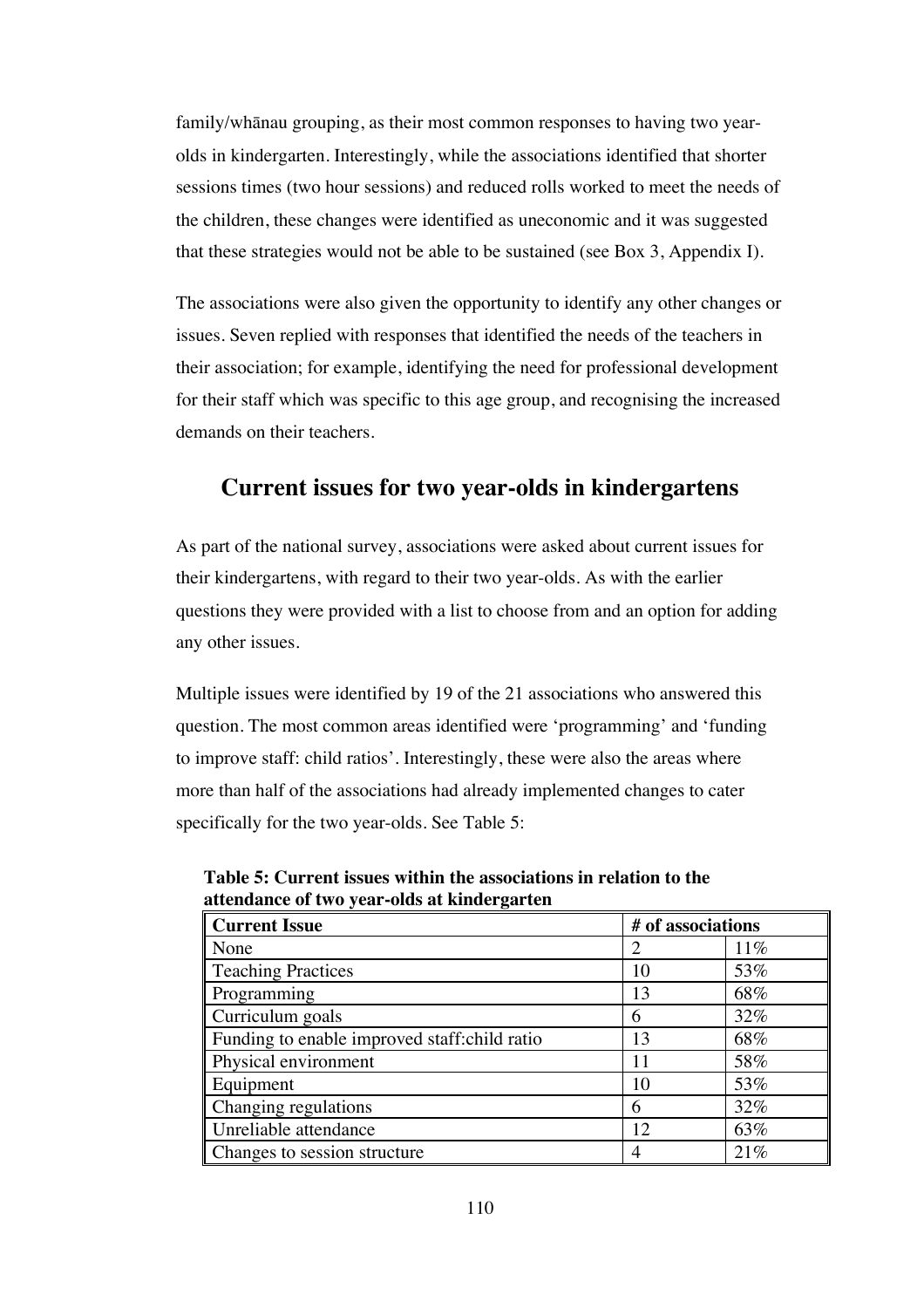family/whānau grouping, as their most common responses to having two year-olds in kindergarten. Interestingly, while the associations identified that shorter sessions times (two hour sessions) and reduced rolls worked to meet the needs of the children, these changes were identified as uneconomic and it was suggested that these strategies would not be able to be sustained (see Box 3, Appendix I).

The associations were also given the opportunity to identify any other changes or issues. Seven replied with responses that identified the needs of the teachers in their association; for example, identifying the need for professional development for their staff which was specific to this age group, and recognising the increased demands on their teachers.

## Current issues for two year-olds in kindergartens

As part of the national survey, associations were asked about current issues for their kindergartens, with regard to their two year-olds. As with the earlier questions they were provided with a list to choose from and an option for adding any other issues.

Multiple issues were identified by 19 of the 21 associations who answered this question. The most common areas identified were 'programming' and 'funding to improve staff: child ratios'. Interestingly, these were also the areas where more than half of the associations had already implemented changes to cater specifically for the two year-olds. See Table 5:

**Table 5: Current issues within the associations in relation to the attendance of two year-olds at kindergarten**

| Current Issue | # of associations | |
|---|---|---|
| None | 2 | 11% |
| Teaching Practices | 10 | 53% |
| Programming | 13 | 68% |
| Curriculum goals | 6 | 32% |
| Funding to enable improved staff:child ratio | 13 | 68% |
| Physical environment | 11 | 58% |
| Equipment | 10 | 53% |
| Changing regulations | 6 | 32% |
| Unreliable attendance | 12 | 63% |
| Changes to session structure | 4 | 21% |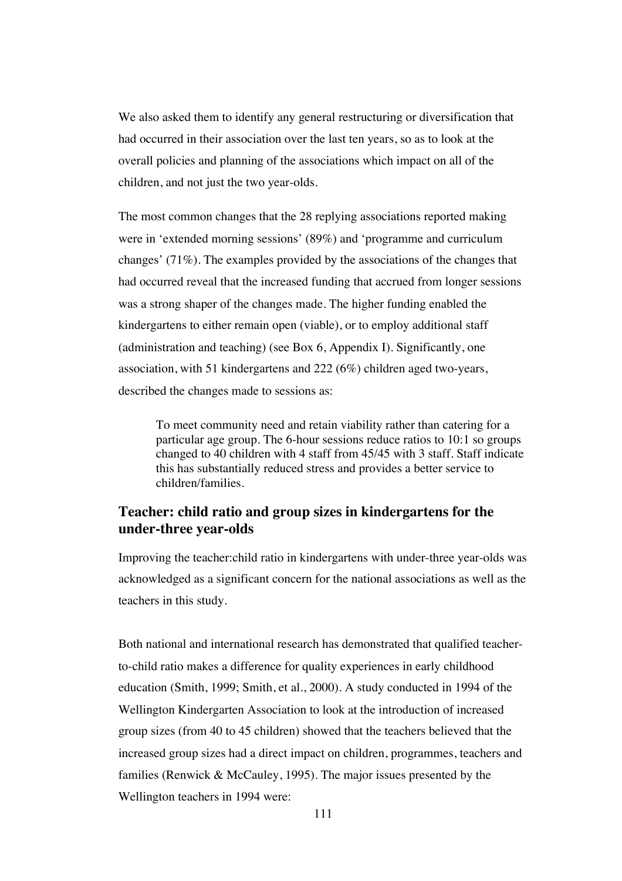We also asked them to identify any general restructuring or diversification that had occurred in their association over the last ten years, so as to look at the overall policies and planning of the associations which impact on all of the children, and not just the two year-olds.

The most common changes that the 28 replying associations reported making were in 'extended morning sessions' (89%) and 'programme and curriculum changes' (71%). The examples provided by the associations of the changes that had occurred reveal that the increased funding that accrued from longer sessions was a strong shaper of the changes made. The higher funding enabled the kindergartens to either remain open (viable), or to employ additional staff (administration and teaching) (see Box 6, Appendix I). Significantly, one association, with 51 kindergartens and 222 (6%) children aged two-years, described the changes made to sessions as:

> To meet community need and retain viability rather than catering for a particular age group. The 6-hour sessions reduce ratios to 10:1 so groups changed to 40 children with 4 staff from 45/45 with 3 staff. Staff indicate this has substantially reduced stress and provides a better service to children/families.

## Teacher: child ratio and group sizes in kindergartens for the under-three year-olds

Improving the teacher:child ratio in kindergartens with under-three year-olds was acknowledged as a significant concern for the national associations as well as the teachers in this study.

Both national and international research has demonstrated that qualified teacher-to-child ratio makes a difference for quality experiences in early childhood education (Smith, 1999; Smith, et al., 2000). A study conducted in 1994 of the Wellington Kindergarten Association to look at the introduction of increased group sizes (from 40 to 45 children) showed that the teachers believed that the increased group sizes had a direct impact on children, programmes, teachers and families (Renwick & McCauley, 1995). The major issues presented by the Wellington teachers in 1994 were: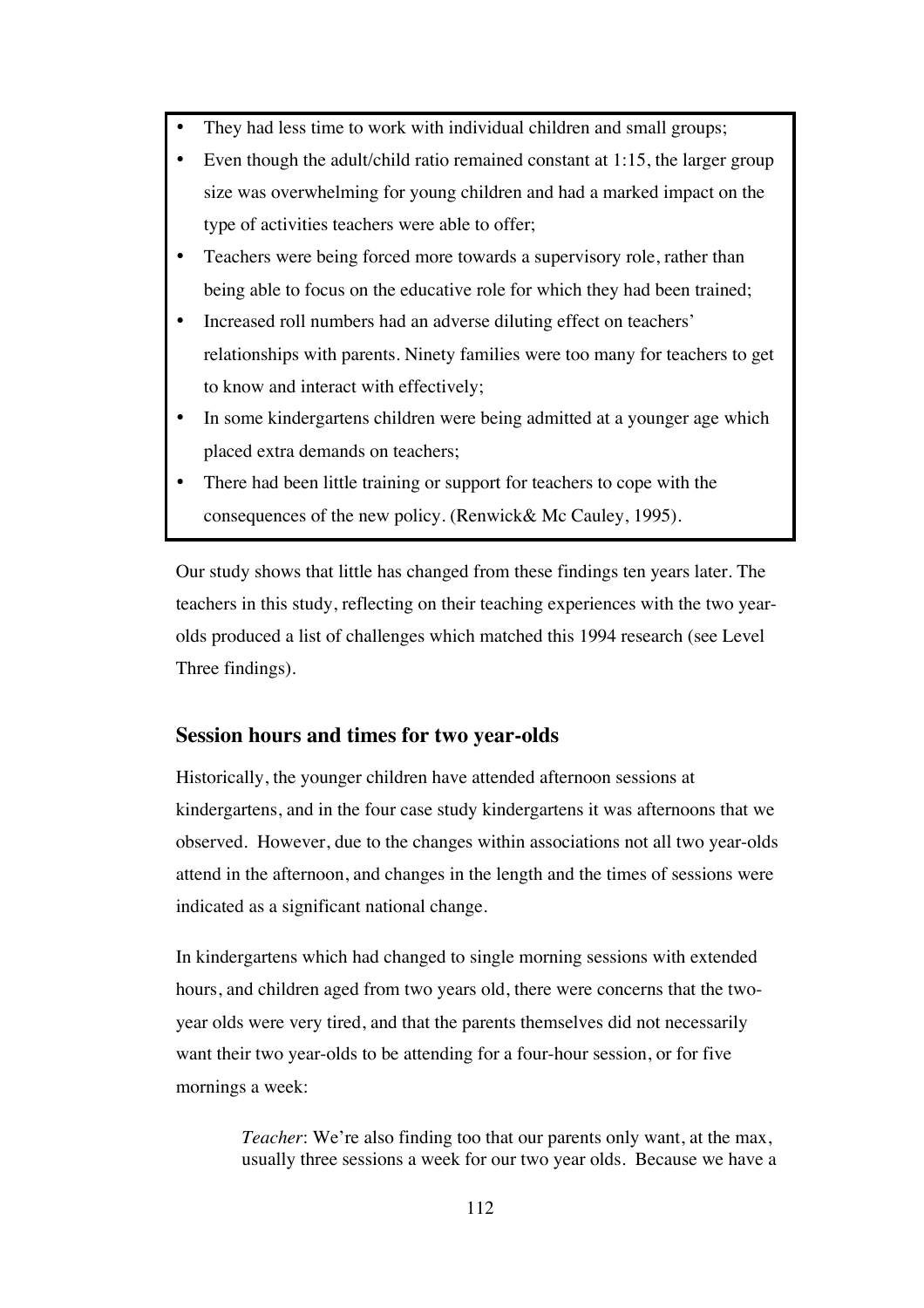- They had less time to work with individual children and small groups;
- Even though the adult/child ratio remained constant at 1:15, the larger group size was overwhelming for young children and had a marked impact on the type of activities teachers were able to offer;
- Teachers were being forced more towards a supervisory role, rather than being able to focus on the educative role for which they had been trained;
- Increased roll numbers had an adverse diluting effect on teachers' relationships with parents. Ninety families were too many for teachers to get to know and interact with effectively;
- In some kindergartens children were being admitted at a younger age which placed extra demands on teachers;
- There had been little training or support for teachers to cope with the consequences of the new policy. (Renwick& Mc Cauley, 1995).

Our study shows that little has changed from these findings ten years later. The teachers in this study, reflecting on their teaching experiences with the two year-olds produced a list of challenges which matched this 1994 research (see Level Three findings).

## Session hours and times for two year-olds

Historically, the younger children have attended afternoon sessions at kindergartens, and in the four case study kindergartens it was afternoons that we observed. However, due to the changes within associations not all two year-olds attend in the afternoon, and changes in the length and the times of sessions were indicated as a significant national change.

In kindergartens which had changed to single morning sessions with extended hours, and children aged from two years old, there were concerns that the two-year olds were very tired, and that the parents themselves did not necessarily want their two year-olds to be attending for a four-hour session, or for five mornings a week:

> *Teacher*: We're also finding too that our parents only want, at the max, usually three sessions a week for our two year olds. Because we have a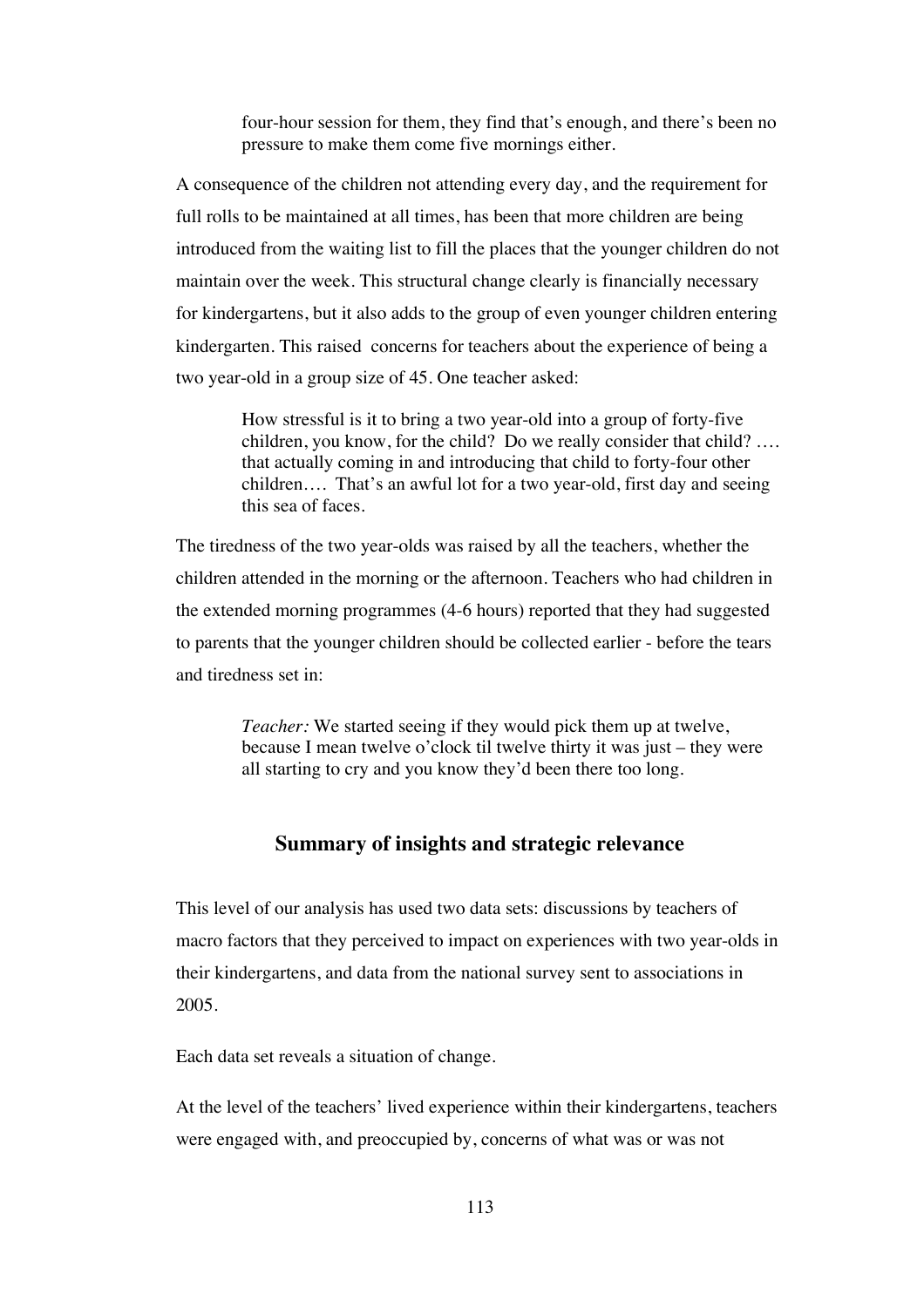> four-hour session for them, they find that's enough, and there's been no pressure to make them come five mornings either.

A consequence of the children not attending every day, and the requirement for full rolls to be maintained at all times, has been that more children are being introduced from the waiting list to fill the places that the younger children do not maintain over the week. This structural change clearly is financially necessary for kindergartens, but it also adds to the group of even younger children entering kindergarten. This raised concerns for teachers about the experience of being a two year-old in a group size of 45. One teacher asked:

> How stressful is it to bring a two year-old into a group of forty-five children, you know, for the child? Do we really consider that child? …. that actually coming in and introducing that child to forty-four other children…. That's an awful lot for a two year-old, first day and seeing this sea of faces.

The tiredness of the two year-olds was raised by all the teachers, whether the children attended in the morning or the afternoon. Teachers who had children in the extended morning programmes (4-6 hours) reported that they had suggested to parents that the younger children should be collected earlier - before the tears and tiredness set in:

> *Teacher:* We started seeing if they would pick them up at twelve, because I mean twelve o'clock til twelve thirty it was just – they were all starting to cry and you know they'd been there too long.

## Summary of insights and strategic relevance

This level of our analysis has used two data sets: discussions by teachers of macro factors that they perceived to impact on experiences with two year-olds in their kindergartens, and data from the national survey sent to associations in 2005.

Each data set reveals a situation of change.

At the level of the teachers' lived experience within their kindergartens, teachers were engaged with, and preoccupied by, concerns of what was or was not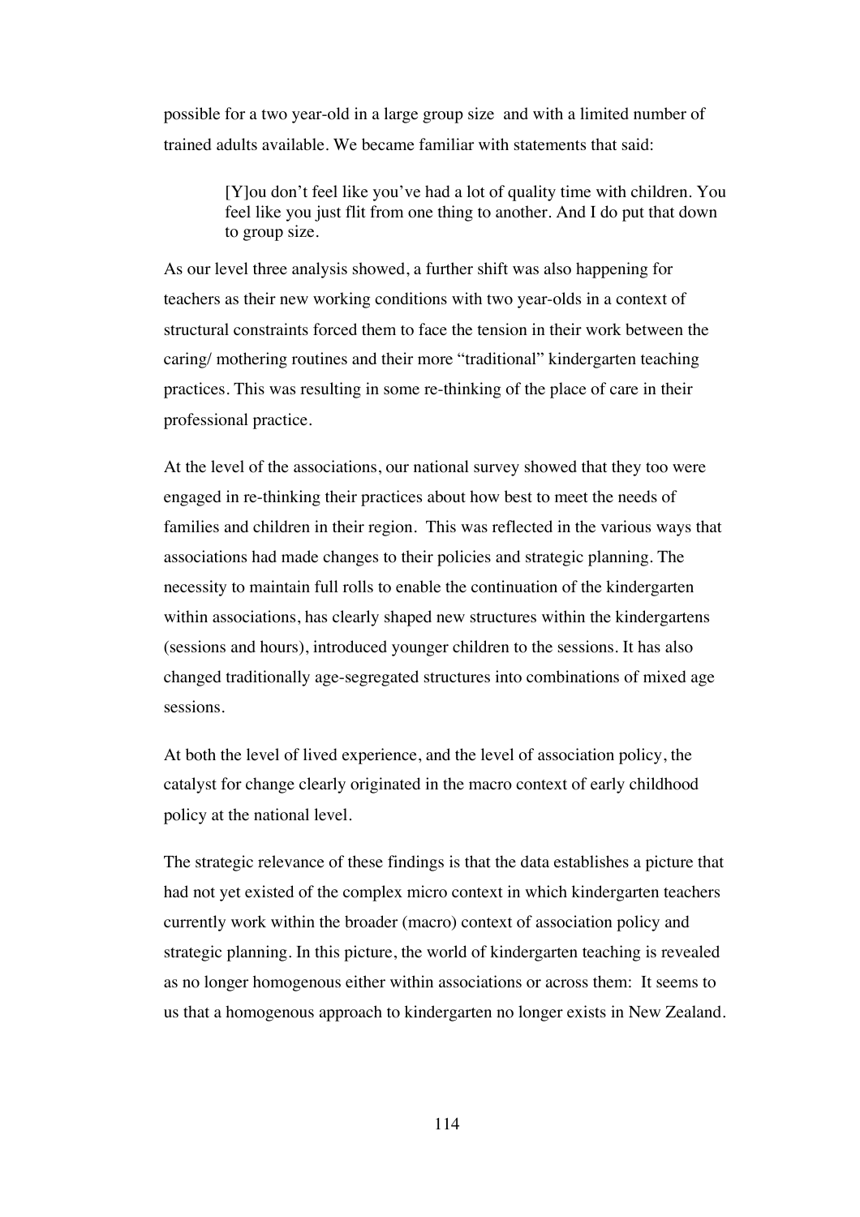possible for a two year-old in a large group size and with a limited number of trained adults available. We became familiar with statements that said:

> [Y]ou don't feel like you've had a lot of quality time with children. You feel like you just flit from one thing to another. And I do put that down to group size.

As our level three analysis showed, a further shift was also happening for teachers as their new working conditions with two year-olds in a context of structural constraints forced them to face the tension in their work between the caring/ mothering routines and their more "traditional" kindergarten teaching practices. This was resulting in some re-thinking of the place of care in their professional practice.

At the level of the associations, our national survey showed that they too were engaged in re-thinking their practices about how best to meet the needs of families and children in their region. This was reflected in the various ways that associations had made changes to their policies and strategic planning. The necessity to maintain full rolls to enable the continuation of the kindergarten within associations, has clearly shaped new structures within the kindergartens (sessions and hours), introduced younger children to the sessions. It has also changed traditionally age-segregated structures into combinations of mixed age sessions.

At both the level of lived experience, and the level of association policy, the catalyst for change clearly originated in the macro context of early childhood policy at the national level.

The strategic relevance of these findings is that the data establishes a picture that had not yet existed of the complex micro context in which kindergarten teachers currently work within the broader (macro) context of association policy and strategic planning. In this picture, the world of kindergarten teaching is revealed as no longer homogenous either within associations or across them: It seems to us that a homogenous approach to kindergarten no longer exists in New Zealand.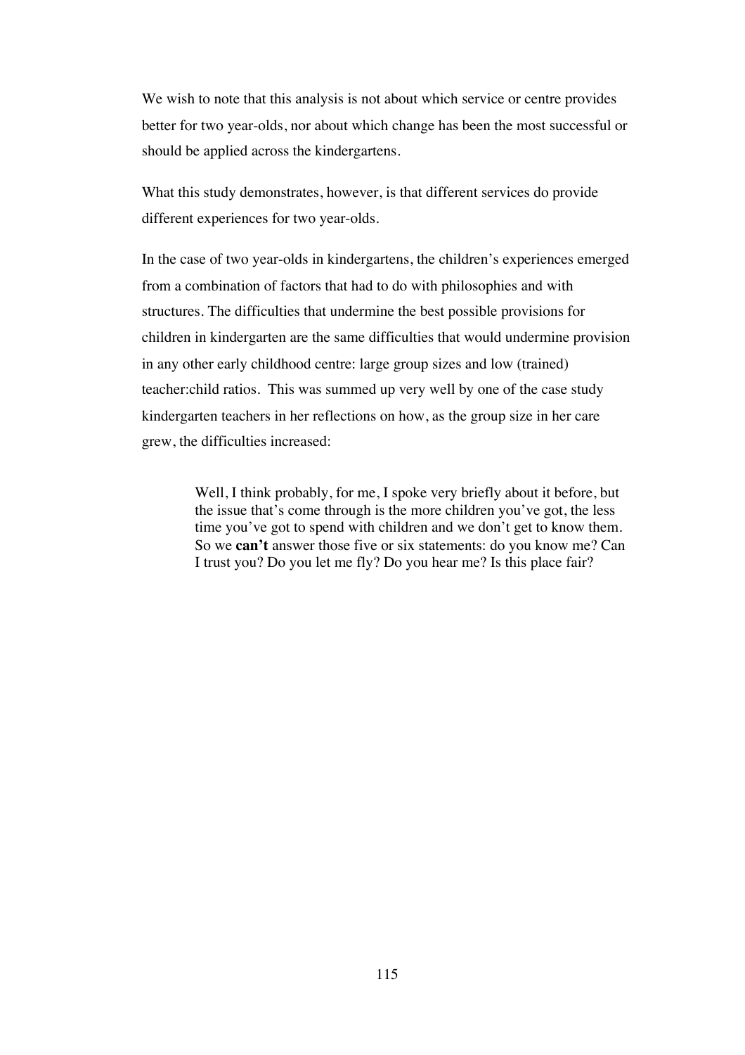We wish to note that this analysis is not about which service or centre provides better for two year-olds, nor about which change has been the most successful or should be applied across the kindergartens.

What this study demonstrates, however, is that different services do provide different experiences for two year-olds.

In the case of two year-olds in kindergartens, the children's experiences emerged from a combination of factors that had to do with philosophies and with structures. The difficulties that undermine the best possible provisions for children in kindergarten are the same difficulties that would undermine provision in any other early childhood centre: large group sizes and low (trained) teacher:child ratios. This was summed up very well by one of the case study kindergarten teachers in her reflections on how, as the group size in her care grew, the difficulties increased:

> Well, I think probably, for me, I spoke very briefly about it before, but the issue that's come through is the more children you've got, the less time you've got to spend with children and we don't get to know them. So we **can't** answer those five or six statements: do you know me? Can I trust you? Do you let me fly? Do you hear me? Is this place fair?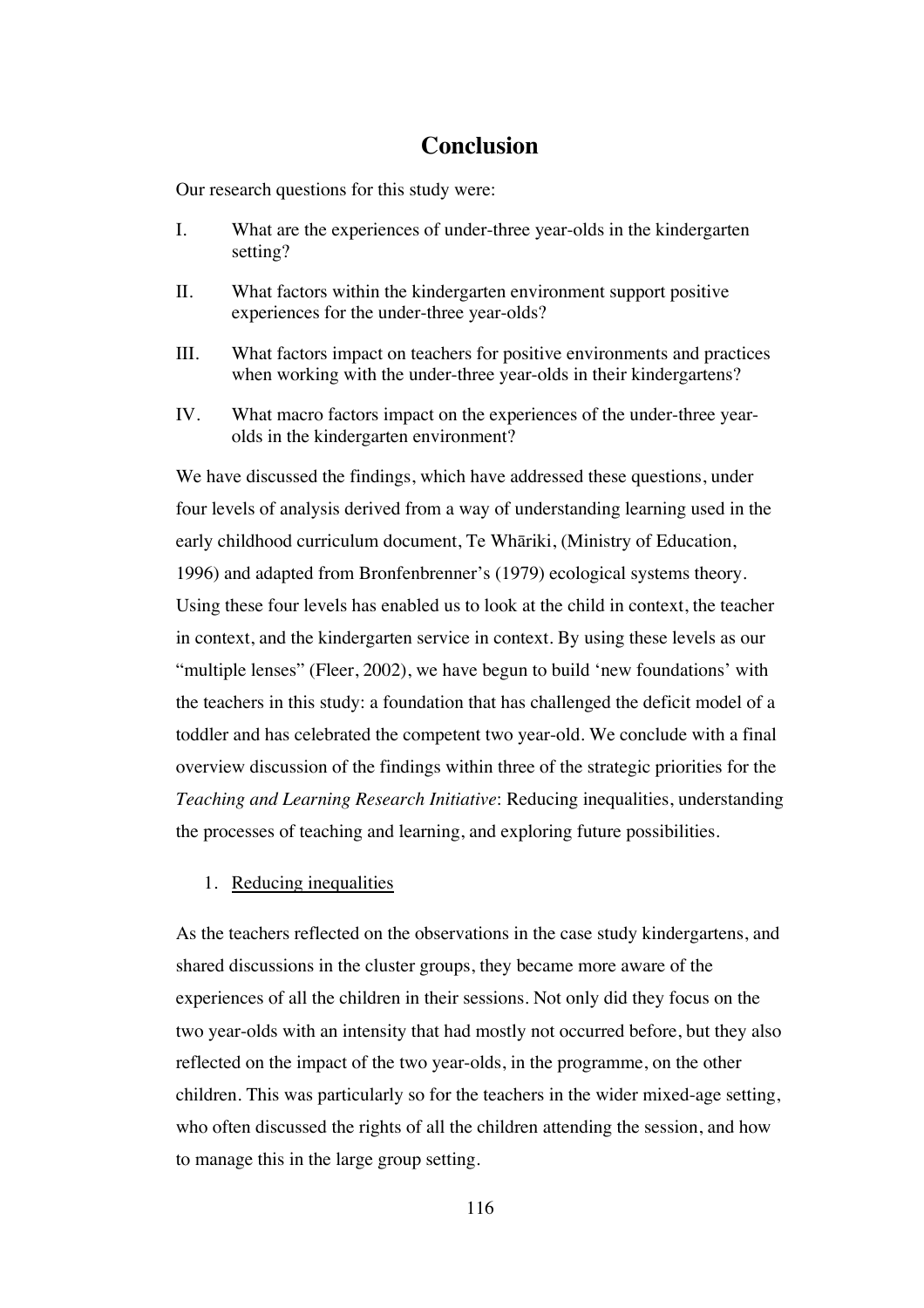# Conclusion

Our research questions for this study were:

I. What are the experiences of under-three year-olds in the kindergarten setting?

II. What factors within the kindergarten environment support positive experiences for the under-three year-olds?

III. What factors impact on teachers for positive environments and practices when working with the under-three year-olds in their kindergartens?

IV. What macro factors impact on the experiences of the under-three year-olds in the kindergarten environment?

We have discussed the findings, which have addressed these questions, under four levels of analysis derived from a way of understanding learning used in the early childhood curriculum document, Te Whāriki, (Ministry of Education, 1996) and adapted from Bronfenbrenner's (1979) ecological systems theory. Using these four levels has enabled us to look at the child in context, the teacher in context, and the kindergarten service in context. By using these levels as our "multiple lenses" (Fleer, 2002), we have begun to build 'new foundations' with the teachers in this study: a foundation that has challenged the deficit model of a toddler and has celebrated the competent two year-old. We conclude with a final overview discussion of the findings within three of the strategic priorities for the *Teaching and Learning Research Initiative*: Reducing inequalities, understanding the processes of teaching and learning, and exploring future possibilities.

1. Reducing inequalities

As the teachers reflected on the observations in the case study kindergartens, and shared discussions in the cluster groups, they became more aware of the experiences of all the children in their sessions. Not only did they focus on the two year-olds with an intensity that had mostly not occurred before, but they also reflected on the impact of the two year-olds, in the programme, on the other children. This was particularly so for the teachers in the wider mixed-age setting, who often discussed the rights of all the children attending the session, and how to manage this in the large group setting.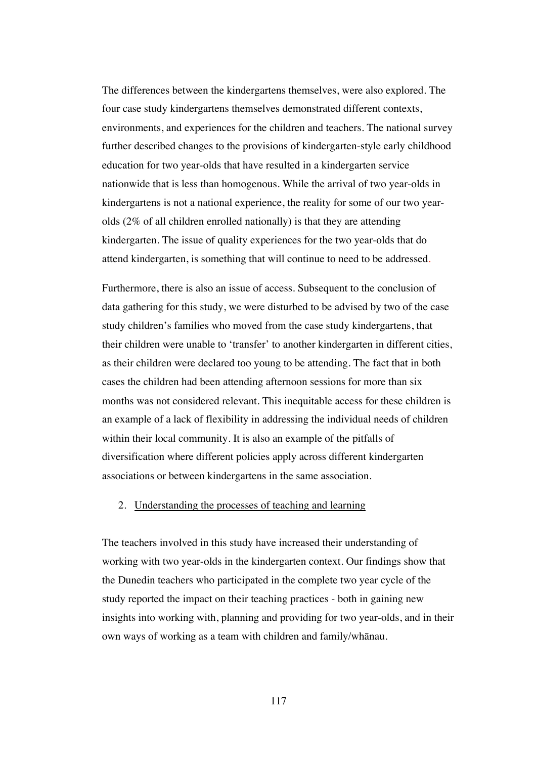The differences between the kindergartens themselves, were also explored. The four case study kindergartens themselves demonstrated different contexts, environments, and experiences for the children and teachers. The national survey further described changes to the provisions of kindergarten-style early childhood education for two year-olds that have resulted in a kindergarten service nationwide that is less than homogenous. While the arrival of two year-olds in kindergartens is not a national experience, the reality for some of our two year-olds (2% of all children enrolled nationally) is that they are attending kindergarten. The issue of quality experiences for the two year-olds that do attend kindergarten, is something that will continue to need to be addressed.

Furthermore, there is also an issue of access. Subsequent to the conclusion of data gathering for this study, we were disturbed to be advised by two of the case study children's families who moved from the case study kindergartens, that their children were unable to 'transfer' to another kindergarten in different cities, as their children were declared too young to be attending. The fact that in both cases the children had been attending afternoon sessions for more than six months was not considered relevant. This inequitable access for these children is an example of a lack of flexibility in addressing the individual needs of children within their local community. It is also an example of the pitfalls of diversification where different policies apply across different kindergarten associations or between kindergartens in the same association.

2. Understanding the processes of teaching and learning

The teachers involved in this study have increased their understanding of working with two year-olds in the kindergarten context. Our findings show that the Dunedin teachers who participated in the complete two year cycle of the study reported the impact on their teaching practices - both in gaining new insights into working with, planning and providing for two year-olds, and in their own ways of working as a team with children and family/whānau.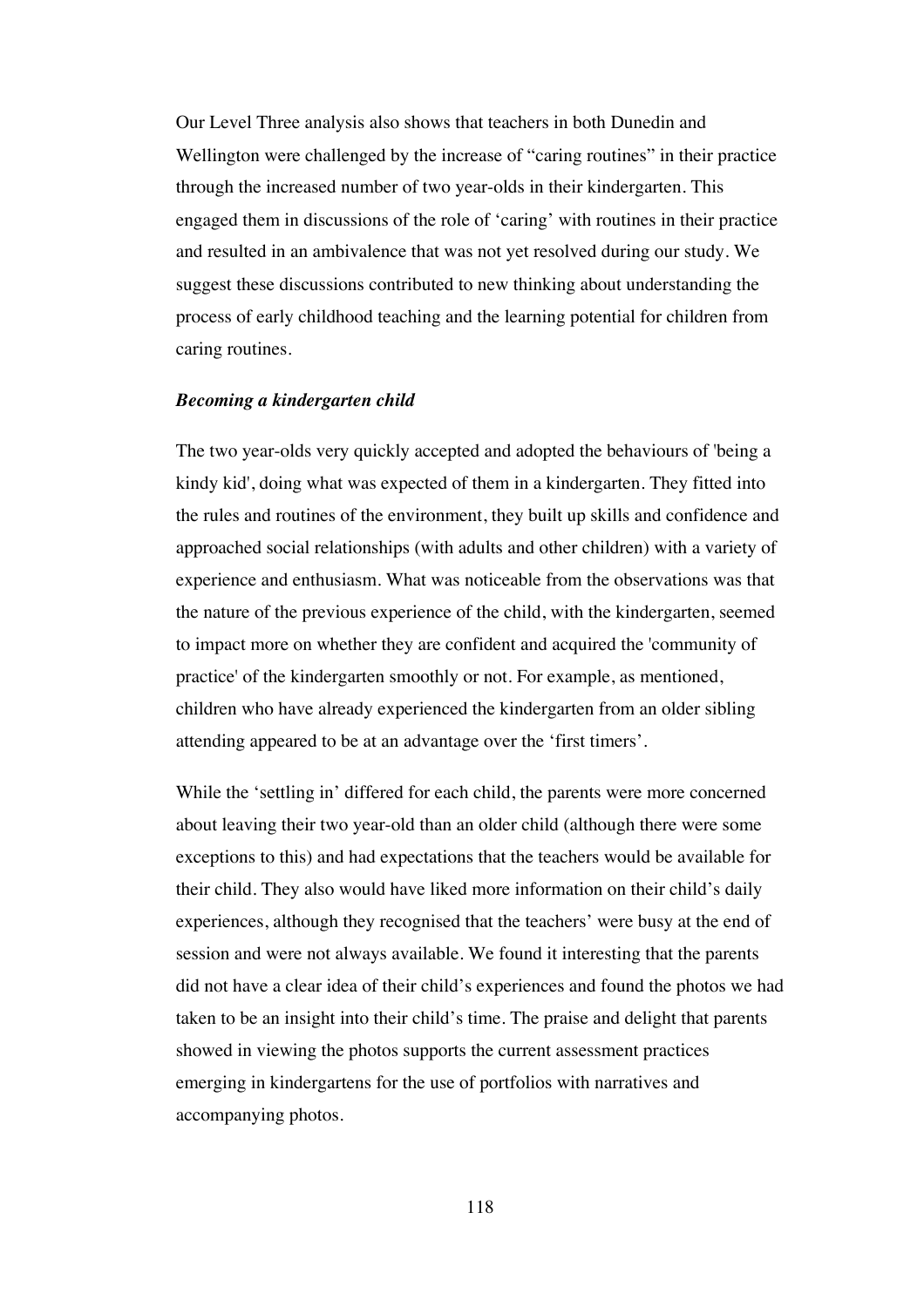Our Level Three analysis also shows that teachers in both Dunedin and Wellington were challenged by the increase of "caring routines" in their practice through the increased number of two year-olds in their kindergarten. This engaged them in discussions of the role of 'caring' with routines in their practice and resulted in an ambivalence that was not yet resolved during our study. We suggest these discussions contributed to new thinking about understanding the process of early childhood teaching and the learning potential for children from caring routines.

### *Becoming a kindergarten child*

The two year-olds very quickly accepted and adopted the behaviours of 'being a kindy kid', doing what was expected of them in a kindergarten. They fitted into the rules and routines of the environment, they built up skills and confidence and approached social relationships (with adults and other children) with a variety of experience and enthusiasm. What was noticeable from the observations was that the nature of the previous experience of the child, with the kindergarten, seemed to impact more on whether they are confident and acquired the 'community of practice' of the kindergarten smoothly or not. For example, as mentioned, children who have already experienced the kindergarten from an older sibling attending appeared to be at an advantage over the 'first timers'.

While the 'settling in' differed for each child, the parents were more concerned about leaving their two year-old than an older child (although there were some exceptions to this) and had expectations that the teachers would be available for their child. They also would have liked more information on their child's daily experiences, although they recognised that the teachers' were busy at the end of session and were not always available. We found it interesting that the parents did not have a clear idea of their child's experiences and found the photos we had taken to be an insight into their child's time. The praise and delight that parents showed in viewing the photos supports the current assessment practices emerging in kindergartens for the use of portfolios with narratives and accompanying photos.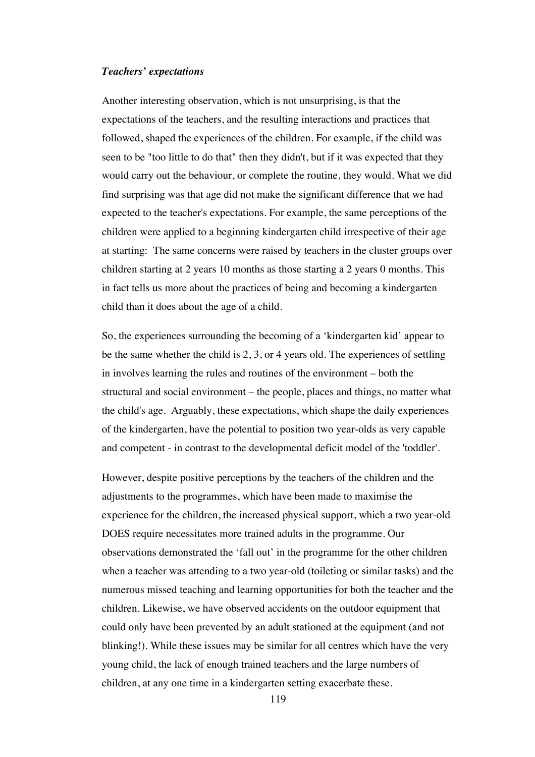***Teachers' expectations***

Another interesting observation, which is not unsurprising, is that the expectations of the teachers, and the resulting interactions and practices that followed, shaped the experiences of the children. For example, if the child was seen to be "too little to do that" then they didn't, but if it was expected that they would carry out the behaviour, or complete the routine, they would. What we did find surprising was that age did not make the significant difference that we had expected to the teacher's expectations. For example, the same perceptions of the children were applied to a beginning kindergarten child irrespective of their age at starting: The same concerns were raised by teachers in the cluster groups over children starting at 2 years 10 months as those starting a 2 years 0 months. This in fact tells us more about the practices of being and becoming a kindergarten child than it does about the age of a child.

So, the experiences surrounding the becoming of a 'kindergarten kid' appear to be the same whether the child is 2, 3, or 4 years old. The experiences of settling in involves learning the rules and routines of the environment – both the structural and social environment – the people, places and things, no matter what the child's age. Arguably, these expectations, which shape the daily experiences of the kindergarten, have the potential to position two year-olds as very capable and competent - in contrast to the developmental deficit model of the 'toddler'.

However, despite positive perceptions by the teachers of the children and the adjustments to the programmes, which have been made to maximise the experience for the children, the increased physical support, which a two year-old DOES require necessitates more trained adults in the programme. Our observations demonstrated the 'fall out' in the programme for the other children when a teacher was attending to a two year-old (toileting or similar tasks) and the numerous missed teaching and learning opportunities for both the teacher and the children. Likewise, we have observed accidents on the outdoor equipment that could only have been prevented by an adult stationed at the equipment (and not blinking!). While these issues may be similar for all centres which have the very young child, the lack of enough trained teachers and the large numbers of children, at any one time in a kindergarten setting exacerbate these.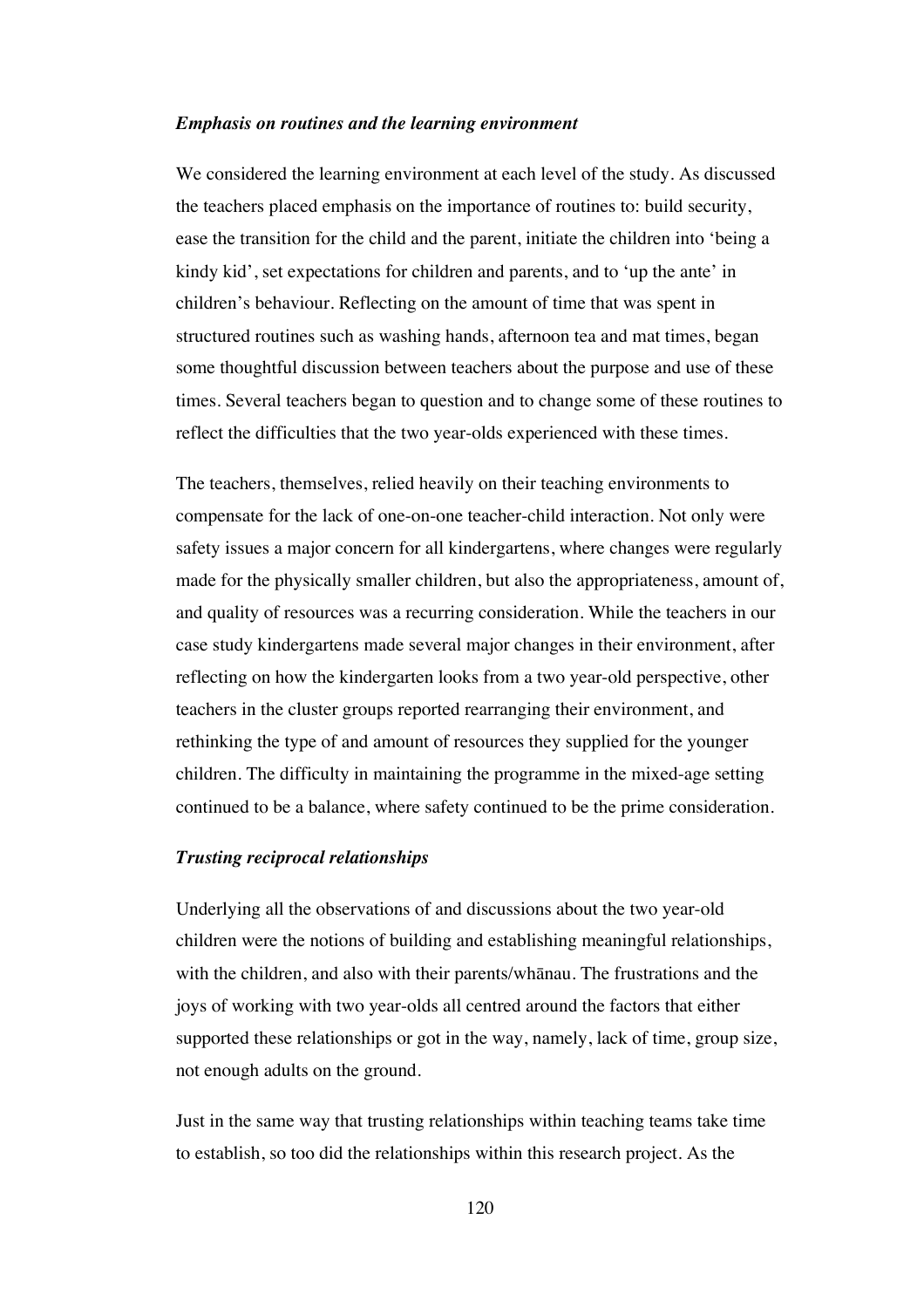### *Emphasis on routines and the learning environment*

We considered the learning environment at each level of the study. As discussed the teachers placed emphasis on the importance of routines to: build security, ease the transition for the child and the parent, initiate the children into 'being a kindy kid', set expectations for children and parents, and to 'up the ante' in children's behaviour. Reflecting on the amount of time that was spent in structured routines such as washing hands, afternoon tea and mat times, began some thoughtful discussion between teachers about the purpose and use of these times. Several teachers began to question and to change some of these routines to reflect the difficulties that the two year-olds experienced with these times.

The teachers, themselves, relied heavily on their teaching environments to compensate for the lack of one-on-one teacher-child interaction. Not only were safety issues a major concern for all kindergartens, where changes were regularly made for the physically smaller children, but also the appropriateness, amount of, and quality of resources was a recurring consideration. While the teachers in our case study kindergartens made several major changes in their environment, after reflecting on how the kindergarten looks from a two year-old perspective, other teachers in the cluster groups reported rearranging their environment, and rethinking the type of and amount of resources they supplied for the younger children. The difficulty in maintaining the programme in the mixed-age setting continued to be a balance, where safety continued to be the prime consideration.

### *Trusting reciprocal relationships*

Underlying all the observations of and discussions about the two year-old children were the notions of building and establishing meaningful relationships, with the children, and also with their parents/whānau. The frustrations and the joys of working with two year-olds all centred around the factors that either supported these relationships or got in the way, namely, lack of time, group size, not enough adults on the ground.

Just in the same way that trusting relationships within teaching teams take time to establish, so too did the relationships within this research project. As the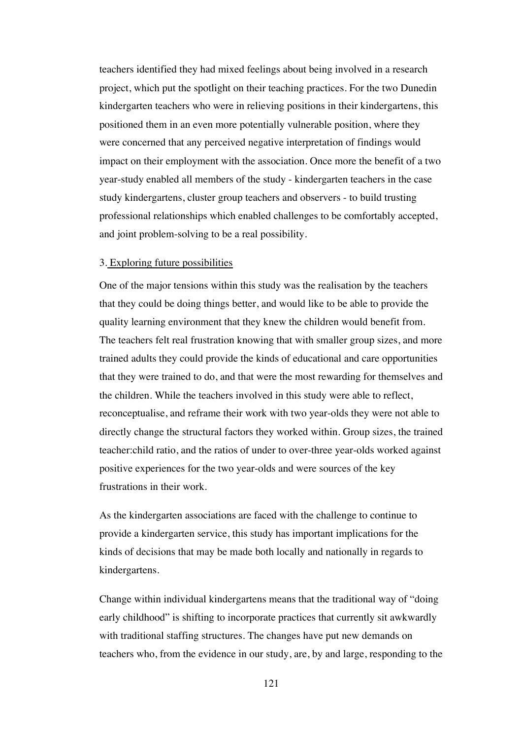teachers identified they had mixed feelings about being involved in a research project, which put the spotlight on their teaching practices. For the two Dunedin kindergarten teachers who were in relieving positions in their kindergartens, this positioned them in an even more potentially vulnerable position, where they were concerned that any perceived negative interpretation of findings would impact on their employment with the association. Once more the benefit of a two year-study enabled all members of the study - kindergarten teachers in the case study kindergartens, cluster group teachers and observers - to build trusting professional relationships which enabled challenges to be comfortably accepted, and joint problem-solving to be a real possibility.

3. <u>Exploring future possibilities</u>

One of the major tensions within this study was the realisation by the teachers that they could be doing things better, and would like to be able to provide the quality learning environment that they knew the children would benefit from. The teachers felt real frustration knowing that with smaller group sizes, and more trained adults they could provide the kinds of educational and care opportunities that they were trained to do, and that were the most rewarding for themselves and the children. While the teachers involved in this study were able to reflect, reconceptualise, and reframe their work with two year-olds they were not able to directly change the structural factors they worked within. Group sizes, the trained teacher:child ratio, and the ratios of under to over-three year-olds worked against positive experiences for the two year-olds and were sources of the key frustrations in their work.

As the kindergarten associations are faced with the challenge to continue to provide a kindergarten service, this study has important implications for the kinds of decisions that may be made both locally and nationally in regards to kindergartens.

Change within individual kindergartens means that the traditional way of "doing early childhood" is shifting to incorporate practices that currently sit awkwardly with traditional staffing structures. The changes have put new demands on teachers who, from the evidence in our study, are, by and large, responding to the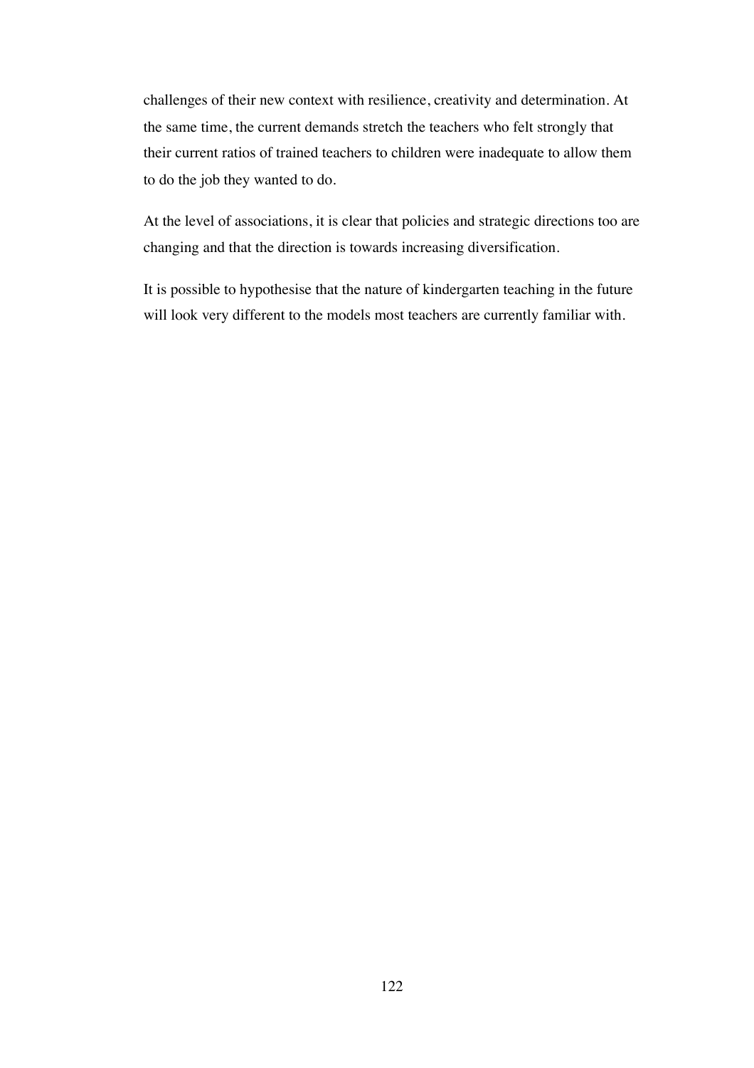challenges of their new context with resilience, creativity and determination. At the same time, the current demands stretch the teachers who felt strongly that their current ratios of trained teachers to children were inadequate to allow them to do the job they wanted to do.

At the level of associations, it is clear that policies and strategic directions too are changing and that the direction is towards increasing diversification.

It is possible to hypothesise that the nature of kindergarten teaching in the future will look very different to the models most teachers are currently familiar with.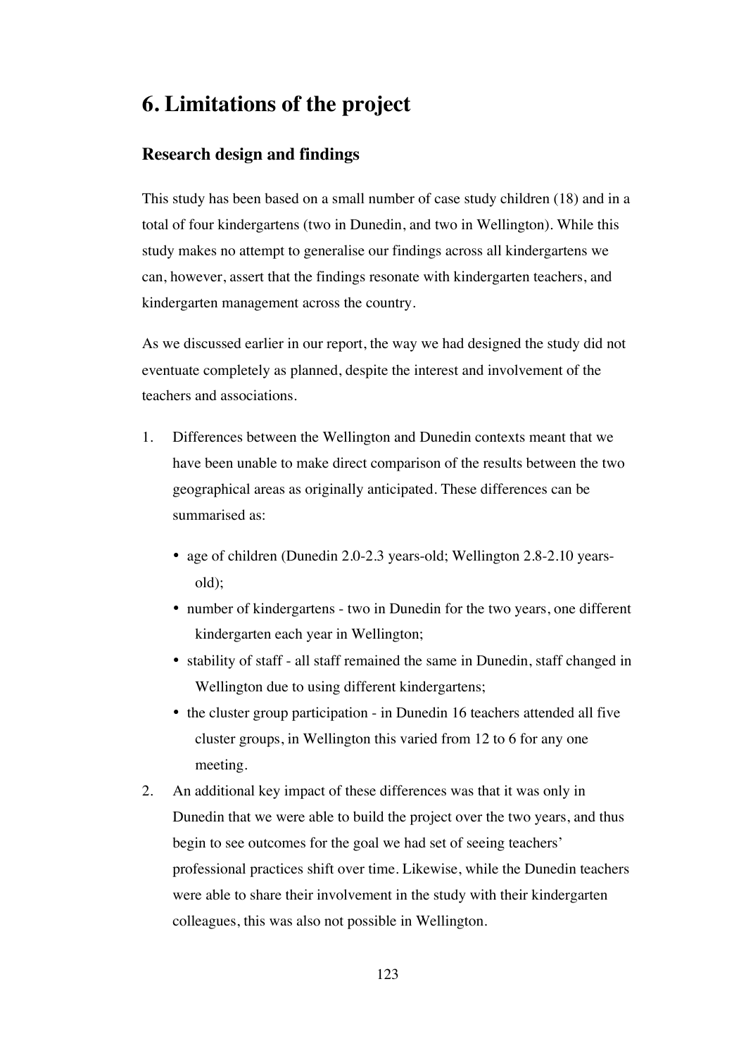# 6. Limitations of the project

## Research design and findings

This study has been based on a small number of case study children (18) and in a total of four kindergartens (two in Dunedin, and two in Wellington). While this study makes no attempt to generalise our findings across all kindergartens we can, however, assert that the findings resonate with kindergarten teachers, and kindergarten management across the country.

As we discussed earlier in our report, the way we had designed the study did not eventuate completely as planned, despite the interest and involvement of the teachers and associations.

1. Differences between the Wellington and Dunedin contexts meant that we have been unable to make direct comparison of the results between the two geographical areas as originally anticipated. These differences can be summarised as:
   - age of children (Dunedin 2.0-2.3 years-old; Wellington 2.8-2.10 years-old);
   - number of kindergartens - two in Dunedin for the two years, one different kindergarten each year in Wellington;
   - stability of staff - all staff remained the same in Dunedin, staff changed in Wellington due to using different kindergartens;
   - the cluster group participation - in Dunedin 16 teachers attended all five cluster groups, in Wellington this varied from 12 to 6 for any one meeting.
2. An additional key impact of these differences was that it was only in Dunedin that we were able to build the project over the two years, and thus begin to see outcomes for the goal we had set of seeing teachers' professional practices shift over time. Likewise, while the Dunedin teachers were able to share their involvement in the study with their kindergarten colleagues, this was also not possible in Wellington.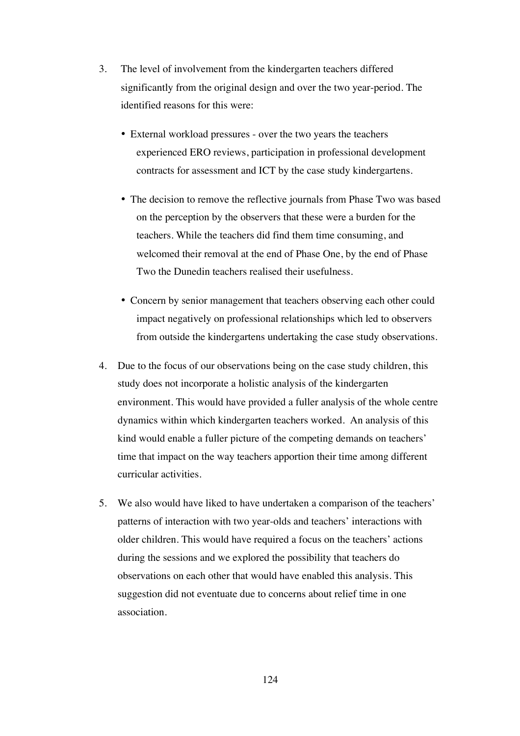3. The level of involvement from the kindergarten teachers differed significantly from the original design and over the two year-period. The identified reasons for this were:

   - External workload pressures - over the two years the teachers experienced ERO reviews, participation in professional development contracts for assessment and ICT by the case study kindergartens.

   - The decision to remove the reflective journals from Phase Two was based on the perception by the observers that these were a burden for the teachers. While the teachers did find them time consuming, and welcomed their removal at the end of Phase One, by the end of Phase Two the Dunedin teachers realised their usefulness.

   - Concern by senior management that teachers observing each other could impact negatively on professional relationships which led to observers from outside the kindergartens undertaking the case study observations.

4. Due to the focus of our observations being on the case study children, this study does not incorporate a holistic analysis of the kindergarten environment. This would have provided a fuller analysis of the whole centre dynamics within which kindergarten teachers worked. An analysis of this kind would enable a fuller picture of the competing demands on teachers' time that impact on the way teachers apportion their time among different curricular activities.

5. We also would have liked to have undertaken a comparison of the teachers' patterns of interaction with two year-olds and teachers' interactions with older children. This would have required a focus on the teachers' actions during the sessions and we explored the possibility that teachers do observations on each other that would have enabled this analysis. This suggestion did not eventuate due to concerns about relief time in one association.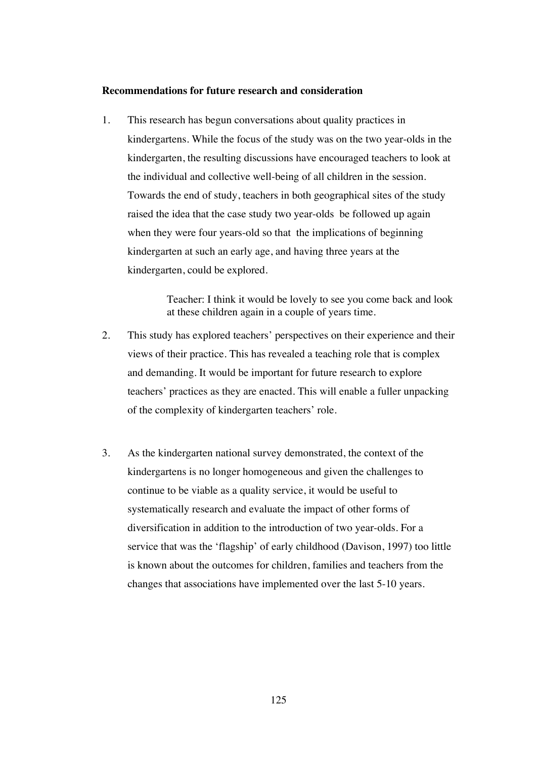**Recommendations for future research and consideration**

1. This research has begun conversations about quality practices in kindergartens. While the focus of the study was on the two year-olds in the kindergarten, the resulting discussions have encouraged teachers to look at the individual and collective well-being of all children in the session. Towards the end of study, teachers in both geographical sites of the study raised the idea that the case study two year-olds be followed up again when they were four years-old so that the implications of beginning kindergarten at such an early age, and having three years at the kindergarten, could be explored.

   > Teacher: I think it would be lovely to see you come back and look at these children again in a couple of years time.

2. This study has explored teachers' perspectives on their experience and their views of their practice. This has revealed a teaching role that is complex and demanding. It would be important for future research to explore teachers' practices as they are enacted. This will enable a fuller unpacking of the complexity of kindergarten teachers' role.

3. As the kindergarten national survey demonstrated, the context of the kindergartens is no longer homogeneous and given the challenges to continue to be viable as a quality service, it would be useful to systematically research and evaluate the impact of other forms of diversification in addition to the introduction of two year-olds. For a service that was the 'flagship' of early childhood (Davison, 1997) too little is known about the outcomes for children, families and teachers from the changes that associations have implemented over the last 5-10 years.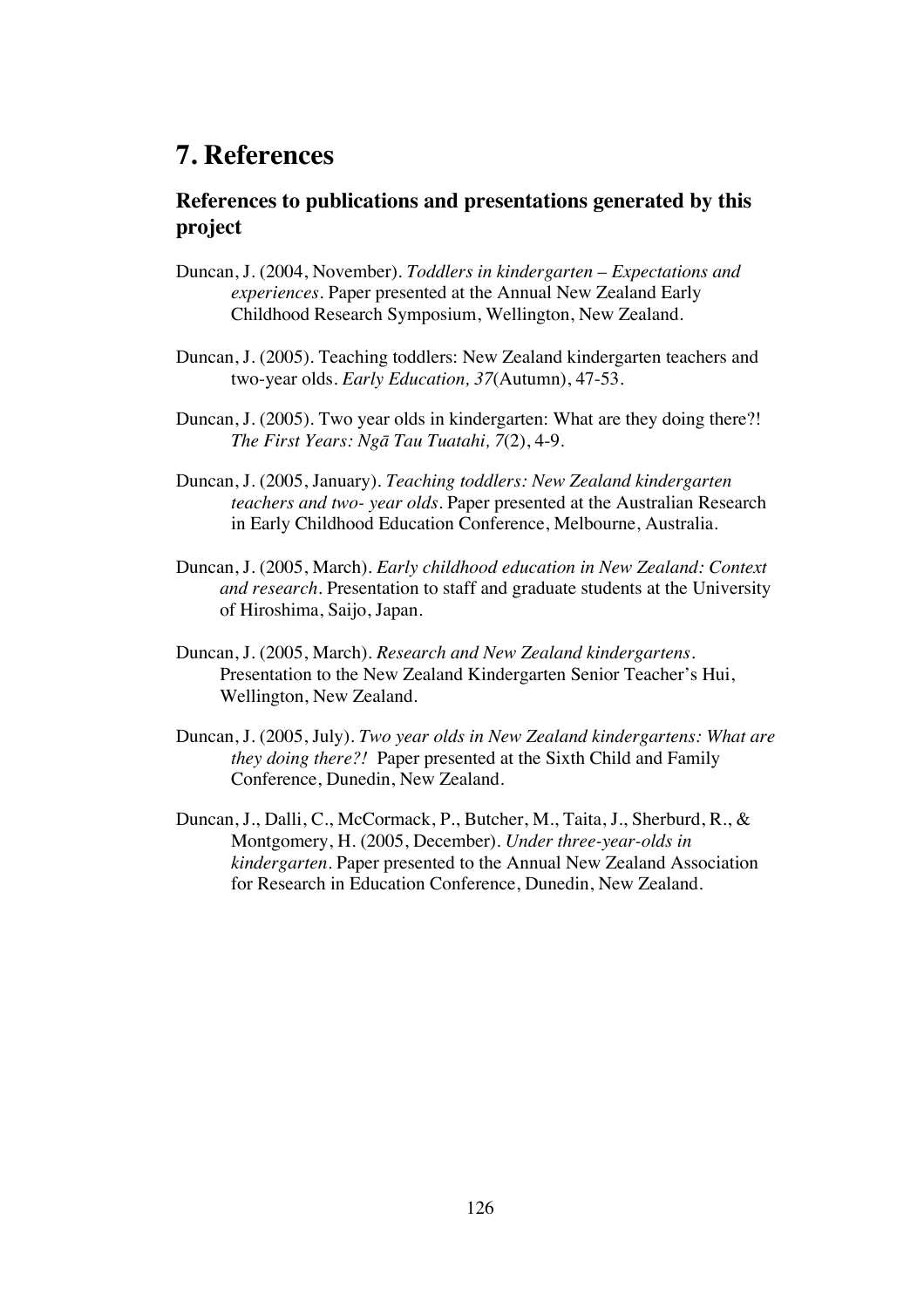# 7. References

## References to publications and presentations generated by this project

Duncan, J. (2004, November). *Toddlers in kindergarten – Expectations and experiences*. Paper presented at the Annual New Zealand Early Childhood Research Symposium, Wellington, New Zealand.

Duncan, J. (2005). Teaching toddlers: New Zealand kindergarten teachers and two-year olds. *Early Education, 37*(Autumn), 47-53.

Duncan, J. (2005). Two year olds in kindergarten: What are they doing there?! *The First Years: Ngā Tau Tuatahi, 7*(2), 4-9.

Duncan, J. (2005, January). *Teaching toddlers: New Zealand kindergarten teachers and two- year olds*. Paper presented at the Australian Research in Early Childhood Education Conference, Melbourne, Australia.

Duncan, J. (2005, March). *Early childhood education in New Zealand: Context and research*. Presentation to staff and graduate students at the University of Hiroshima, Saijo, Japan.

Duncan, J. (2005, March). *Research and New Zealand kindergartens*. Presentation to the New Zealand Kindergarten Senior Teacher's Hui, Wellington, New Zealand.

Duncan, J. (2005, July). *Two year olds in New Zealand kindergartens: What are they doing there?!* Paper presented at the Sixth Child and Family Conference, Dunedin, New Zealand.

Duncan, J., Dalli, C., McCormack, P., Butcher, M., Taita, J., Sherburd, R., & Montgomery, H. (2005, December). *Under three-year-olds in kindergarten*. Paper presented to the Annual New Zealand Association for Research in Education Conference, Dunedin, New Zealand.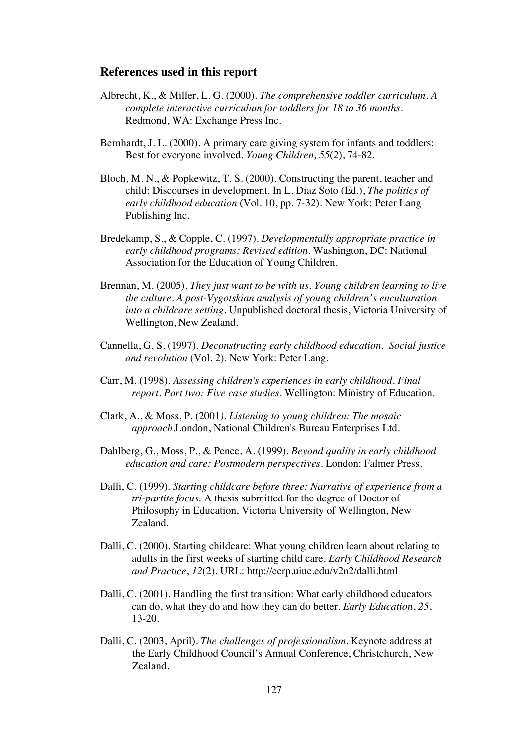## References used in this report

Albrecht, K., & Miller, L. G. (2000). *The comprehensive toddler curriculum. A complete interactive curriculum for toddlers for 18 to 36 months*. Redmond, WA: Exchange Press Inc.

Bernhardt, J. L. (2000). A primary care giving system for infants and toddlers: Best for everyone involved. *Young Children, 55*(2), 74-82.

Bloch, M. N., & Popkewitz, T. S. (2000). Constructing the parent, teacher and child: Discourses in development. In L. Diaz Soto (Ed.), *The politics of early childhood education* (Vol. 10, pp. 7-32). New York: Peter Lang Publishing Inc.

Bredekamp, S., & Copple, C. (1997). *Developmentally appropriate practice in early childhood programs: Revised edition*. Washington, DC: National Association for the Education of Young Children.

Brennan, M. (2005). *They just want to be with us. Young children learning to live the culture. A post-Vygotskian analysis of young children's enculturation into a childcare setting*. Unpublished doctoral thesis, Victoria University of Wellington, New Zealand.

Cannella, G. S. (1997). *Deconstructing early childhood education. Social justice and revolution* (Vol. 2). New York: Peter Lang.

Carr, M. (1998). *Assessing children's experiences in early childhood. Final report. Part two: Five case studies*. Wellington: Ministry of Education.

Clark, A., & Moss, P. (2001). *Listening to young children: The mosaic approach*.London, National Children's Bureau Enterprises Ltd.

Dahlberg, G., Moss, P., & Pence, A. (1999). *Beyond quality in early childhood education and care: Postmodern perspectives*. London: Falmer Press.

Dalli, C. (1999). *Starting childcare before three: Narrative of experience from a tri-partite focus*. A thesis submitted for the degree of Doctor of Philosophy in Education, Victoria University of Wellington, New Zealand.

Dalli, C. (2000). Starting childcare: What young children learn about relating to adults in the first weeks of starting child care. *Early Childhood Research and Practice*, *12*(2). URL: http://ecrp.uiuc.edu/v2n2/dalli.html

Dalli, C. (2001). Handling the first transition: What early childhood educators can do, what they do and how they can do better. *Early Education*, *25*, 13-20.

Dalli, C. (2003, April). *The challenges of professionalism*. Keynote address at the Early Childhood Council's Annual Conference, Christchurch, New Zealand.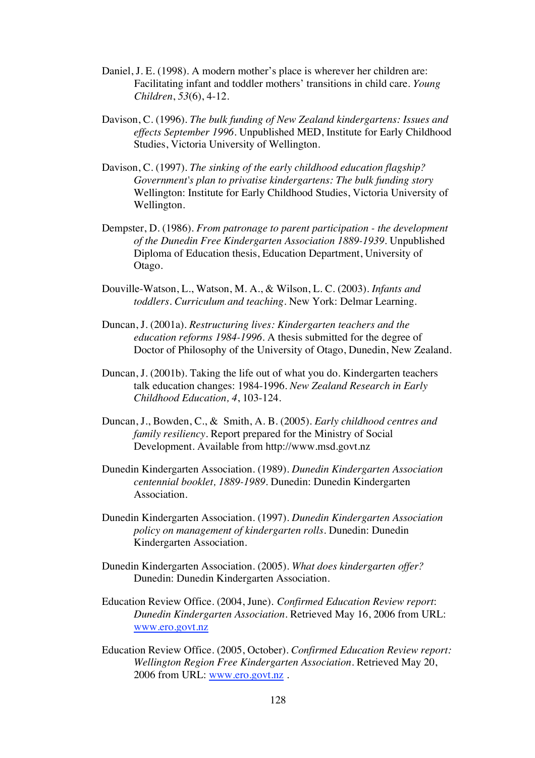Daniel, J. E. (1998). A modern mother's place is wherever her children are: Facilitating infant and toddler mothers' transitions in child care. *Young Children*, *53*(6), 4-12.

Davison, C. (1996). *The bulk funding of New Zealand kindergartens: Issues and effects September 1996*. Unpublished MED, Institute for Early Childhood Studies, Victoria University of Wellington.

Davison, C. (1997). *The sinking of the early childhood education flagship? Government's plan to privatise kindergartens: The bulk funding story* Wellington: Institute for Early Childhood Studies, Victoria University of Wellington.

Dempster, D. (1986). *From patronage to parent participation - the development of the Dunedin Free Kindergarten Association 1889-1939*. Unpublished Diploma of Education thesis, Education Department, University of Otago.

Douville-Watson, L., Watson, M. A., & Wilson, L. C. (2003). *Infants and toddlers. Curriculum and teaching*. New York: Delmar Learning.

Duncan, J. (2001a). *Restructuring lives: Kindergarten teachers and the education reforms 1984-1996*. A thesis submitted for the degree of Doctor of Philosophy of the University of Otago, Dunedin, New Zealand.

Duncan, J. (2001b). Taking the life out of what you do. Kindergarten teachers talk education changes: 1984-1996. *New Zealand Research in Early Childhood Education, 4*, 103-124.

Duncan, J., Bowden, C., & Smith, A. B. (2005). *Early childhood centres and family resiliency*. Report prepared for the Ministry of Social Development. Available from http://www.msd.govt.nz

Dunedin Kindergarten Association. (1989). *Dunedin Kindergarten Association centennial booklet, 1889-1989*. Dunedin: Dunedin Kindergarten Association.

Dunedin Kindergarten Association. (1997). *Dunedin Kindergarten Association policy on management of kindergarten rolls*. Dunedin: Dunedin Kindergarten Association.

Dunedin Kindergarten Association. (2005). *What does kindergarten offer?* Dunedin: Dunedin Kindergarten Association.

Education Review Office. (2004, June). *Confirmed Education Review report*: *Dunedin Kindergarten Association*. Retrieved May 16, 2006 from URL: www.ero.govt.nz

Education Review Office. (2005, October). *Confirmed Education Review report: Wellington Region Free Kindergarten Association*. Retrieved May 20, 2006 from URL: www.ero.govt.nz .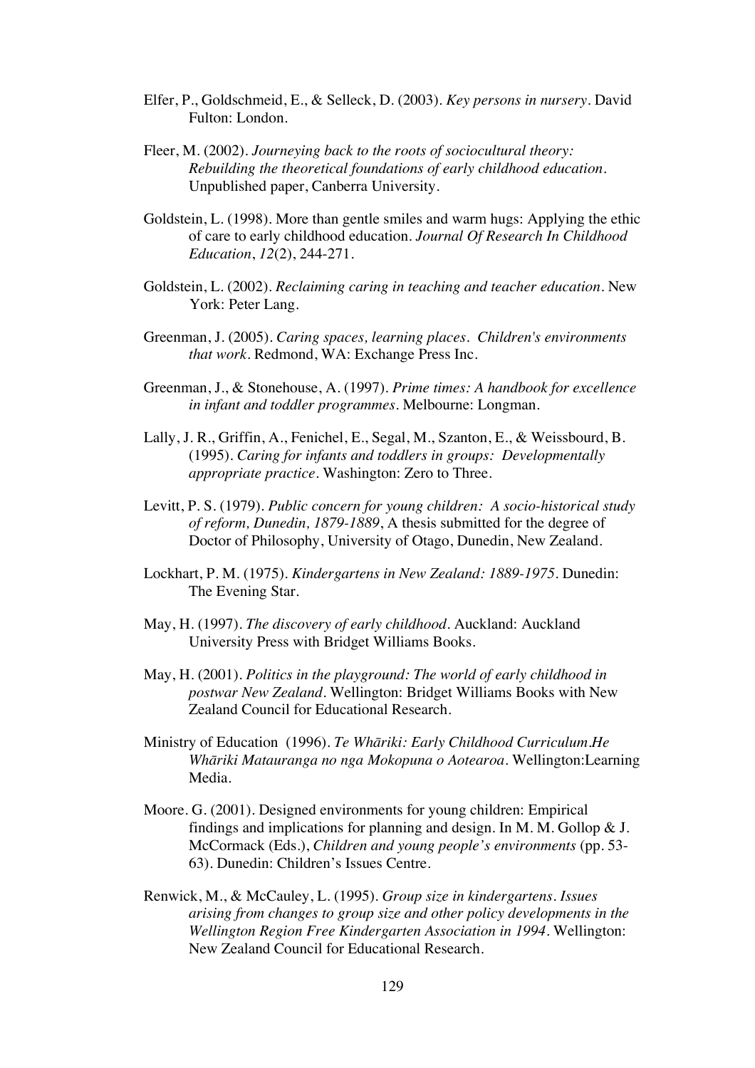Elfer, P., Goldschmeid, E., & Selleck, D. (2003). *Key persons in nursery*. David Fulton: London.

Fleer, M. (2002). *Journeying back to the roots of sociocultural theory: Rebuilding the theoretical foundations of early childhood education*. Unpublished paper, Canberra University.

Goldstein, L. (1998). More than gentle smiles and warm hugs: Applying the ethic of care to early childhood education. *Journal Of Research In Childhood Education*, *12*(2), 244-271.

Goldstein, L. (2002). *Reclaiming caring in teaching and teacher education*. New York: Peter Lang.

Greenman, J. (2005). *Caring spaces, learning places. Children's environments that work*. Redmond, WA: Exchange Press Inc.

Greenman, J., & Stonehouse, A. (1997). *Prime times: A handbook for excellence in infant and toddler programmes*. Melbourne: Longman.

Lally, J. R., Griffin, A., Fenichel, E., Segal, M., Szanton, E., & Weissbourd, B. (1995). *Caring for infants and toddlers in groups: Developmentally appropriate practice*. Washington: Zero to Three.

Levitt, P. S. (1979). *Public concern for young children: A socio-historical study of reform, Dunedin, 1879-1889*, A thesis submitted for the degree of Doctor of Philosophy, University of Otago, Dunedin, New Zealand.

Lockhart, P. M. (1975). *Kindergartens in New Zealand: 1889-1975*. Dunedin: The Evening Star.

May, H. (1997). *The discovery of early childhood*. Auckland: Auckland University Press with Bridget Williams Books.

May, H. (2001). *Politics in the playground: The world of early childhood in postwar New Zealand*. Wellington: Bridget Williams Books with New Zealand Council for Educational Research.

Ministry of Education (1996). *Te Whāriki: Early Childhood Curriculum.He Whāriki Matauranga no nga Mokopuna o Aotearoa*. Wellington:Learning Media.

Moore. G. (2001). Designed environments for young children: Empirical findings and implications for planning and design. In M. M. Gollop & J. McCormack (Eds.), *Children and young people's environments* (pp. 53-63). Dunedin: Children's Issues Centre.

Renwick, M., & McCauley, L. (1995). *Group size in kindergartens. Issues arising from changes to group size and other policy developments in the Wellington Region Free Kindergarten Association in 1994*. Wellington: New Zealand Council for Educational Research.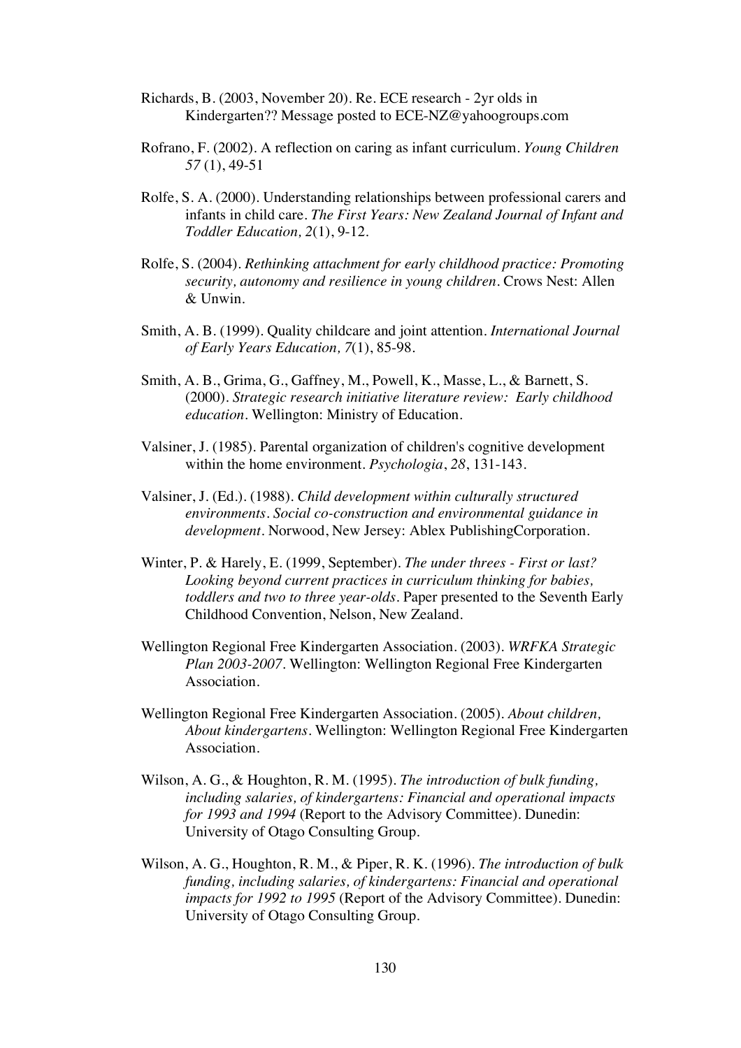Richards, B. (2003, November 20). Re. ECE research - 2yr olds in Kindergarten?? Message posted to ECE-NZ@yahoogroups.com

Rofrano, F. (2002). A reflection on caring as infant curriculum. *Young Children 57* (1), 49-51

Rolfe, S. A. (2000). Understanding relationships between professional carers and infants in child care. *The First Years: New Zealand Journal of Infant and Toddler Education, 2*(1), 9-12.

Rolfe, S. (2004). *Rethinking attachment for early childhood practice: Promoting security, autonomy and resilience in young children*. Crows Nest: Allen & Unwin.

Smith, A. B. (1999). Quality childcare and joint attention. *International Journal of Early Years Education, 7*(1), 85-98.

Smith, A. B., Grima, G., Gaffney, M., Powell, K., Masse, L., & Barnett, S. (2000). *Strategic research initiative literature review: Early childhood education*. Wellington: Ministry of Education.

Valsiner, J. (1985). Parental organization of children's cognitive development within the home environment. *Psychologia*, *28*, 131-143.

Valsiner, J. (Ed.). (1988). *Child development within culturally structured environments. Social co-construction and environmental guidance in development*. Norwood, New Jersey: Ablex PublishingCorporation.

Winter, P. & Harely, E. (1999, September). *The under threes - First or last? Looking beyond current practices in curriculum thinking for babies, toddlers and two to three year-olds*. Paper presented to the Seventh Early Childhood Convention, Nelson, New Zealand.

Wellington Regional Free Kindergarten Association. (2003). *WRFKA Strategic Plan 2003-2007*. Wellington: Wellington Regional Free Kindergarten Association.

Wellington Regional Free Kindergarten Association. (2005). *About children, About kindergartens*. Wellington: Wellington Regional Free Kindergarten Association.

Wilson, A. G., & Houghton, R. M. (1995). *The introduction of bulk funding, including salaries, of kindergartens: Financial and operational impacts for 1993 and 1994* (Report to the Advisory Committee). Dunedin: University of Otago Consulting Group.

Wilson, A. G., Houghton, R. M., & Piper, R. K. (1996). *The introduction of bulk funding, including salaries, of kindergartens: Financial and operational impacts for 1992 to 1995* (Report of the Advisory Committee). Dunedin: University of Otago Consulting Group.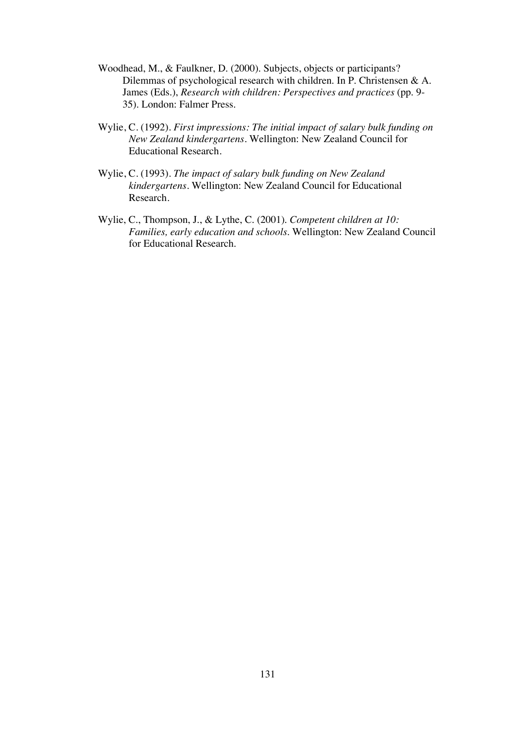Woodhead, M., & Faulkner, D. (2000). Subjects, objects or participants? Dilemmas of psychological research with children. In P. Christensen & A. James (Eds.), *Research with children: Perspectives and practices* (pp. 9-35). London: Falmer Press.

Wylie, C. (1992). *First impressions: The initial impact of salary bulk funding on New Zealand kindergartens*. Wellington: New Zealand Council for Educational Research.

Wylie, C. (1993). *The impact of salary bulk funding on New Zealand kindergartens*. Wellington: New Zealand Council for Educational Research.

Wylie, C., Thompson, J., & Lythe, C. (2001). *Competent children at 10: Families, early education and schools*. Wellington: New Zealand Council for Educational Research.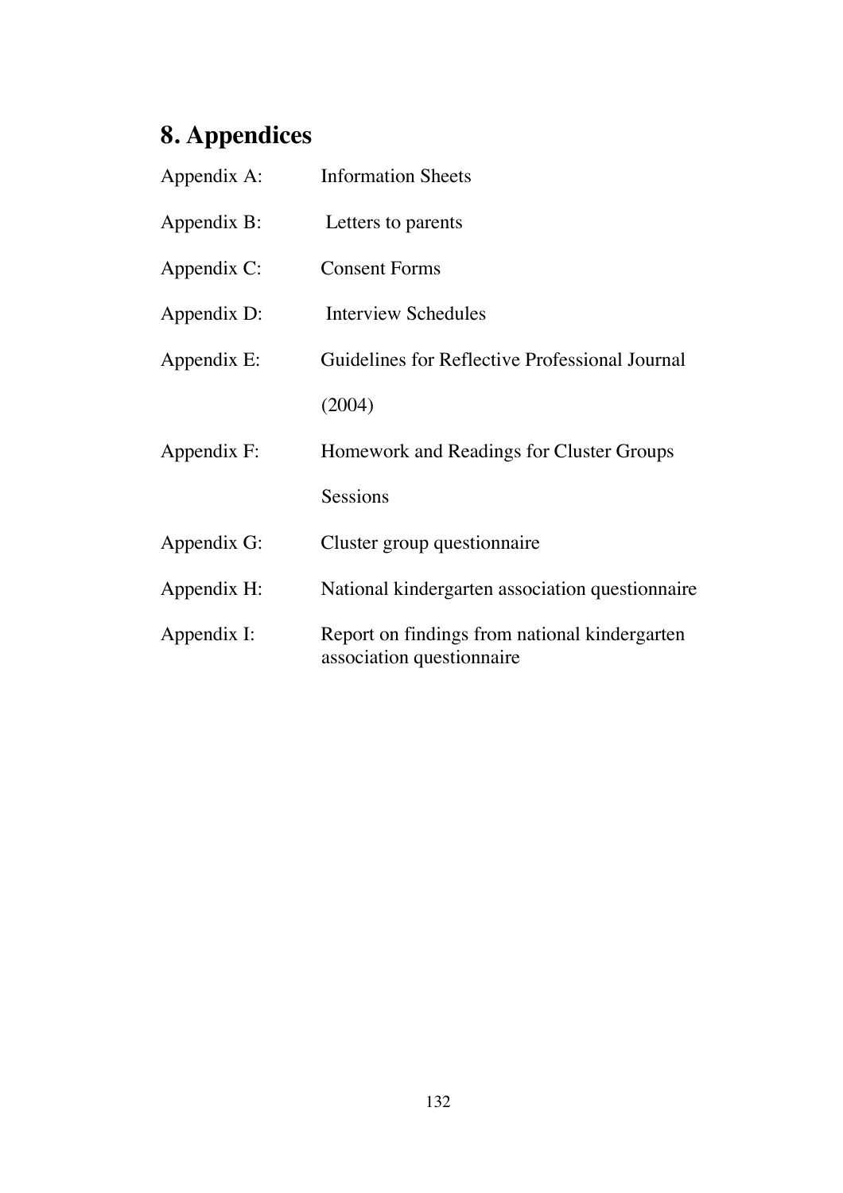# 8. Appendices

Appendix A: Information Sheets

Appendix B: Letters to parents

Appendix C: Consent Forms

Appendix D: Interview Schedules

Appendix E: Guidelines for Reflective Professional Journal (2004)

Appendix F: Homework and Readings for Cluster Groups Sessions

Appendix G: Cluster group questionnaire

Appendix H: National kindergarten association questionnaire

Appendix I: Report on findings from national kindergarten association questionnaire